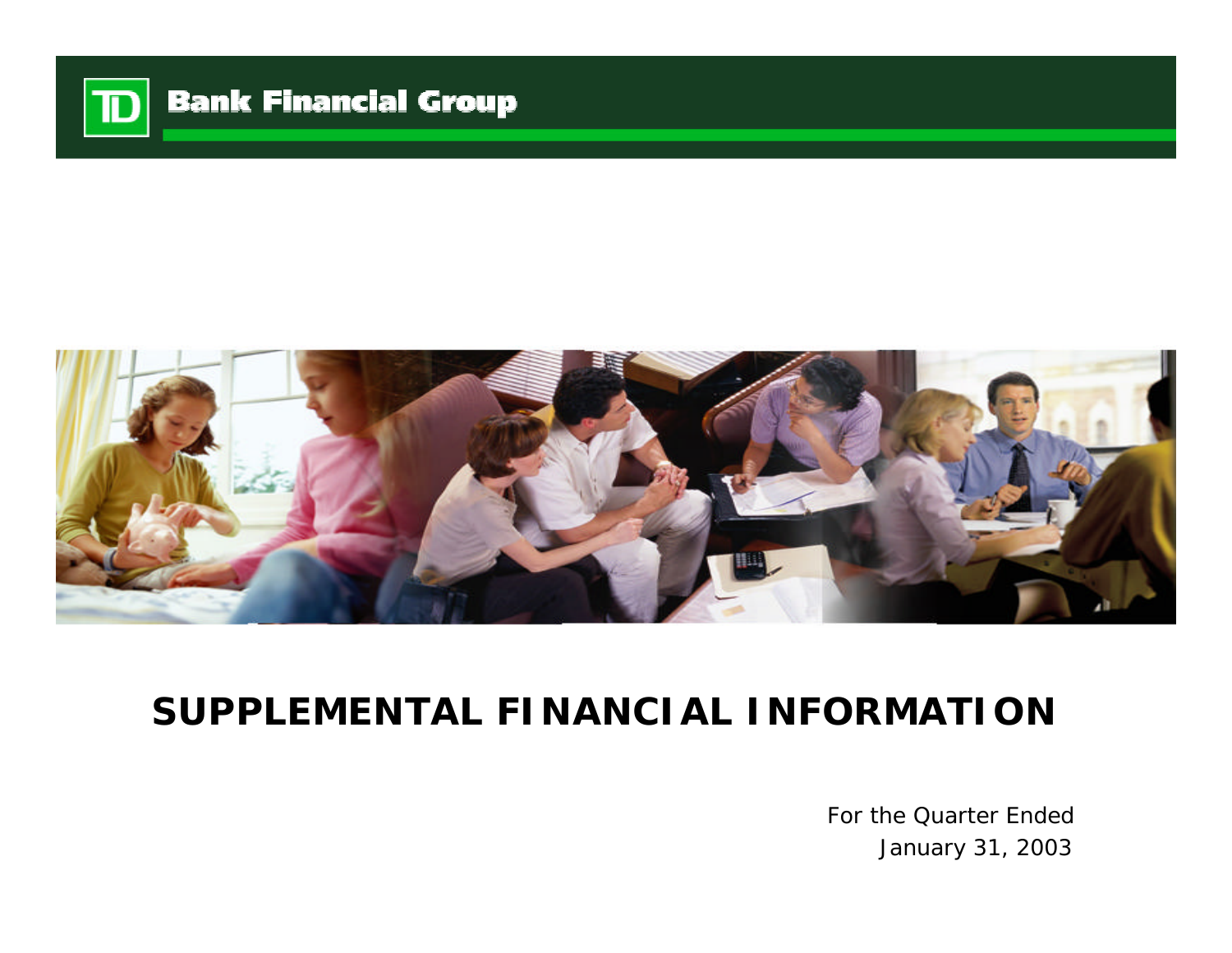TD Bank Financial Group

# SUPPLEMENTAL FINANCIAL INFORMATION

For the Quarter Ended
January 31, 2003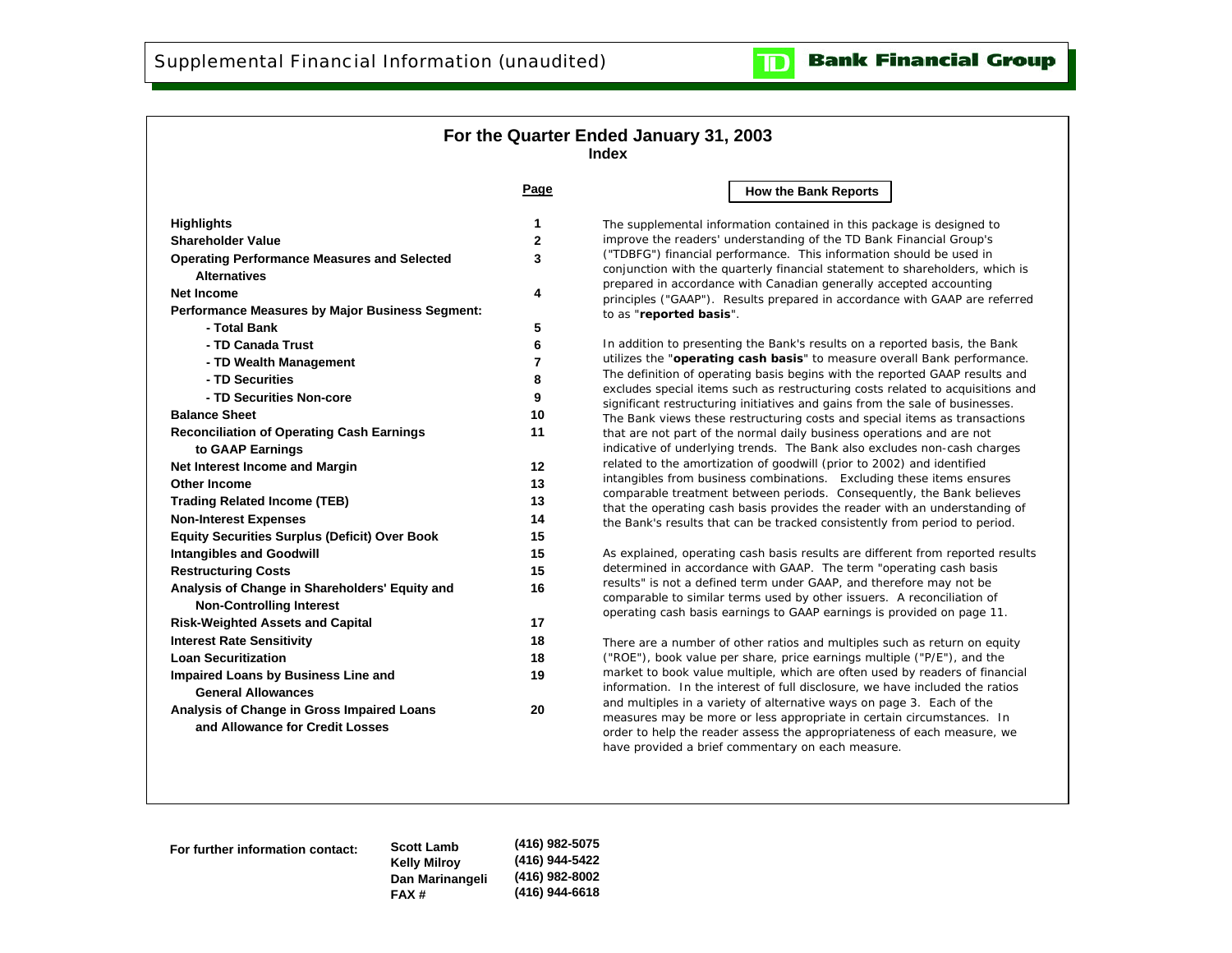# For the Quarter Ended January 31, 2003

## Index

| | Page |
|---|---|
| **Highlights** | 1 |
| **Shareholder Value** | 2 |
| **Operating Performance Measures and Selected Alternatives** | 3 |
| **Net Income** | 4 |
| **Performance Measures by Major Business Segment:** | |
| **- Total Bank** | 5 |
| **- TD Canada Trust** | 6 |
| **- TD Wealth Management** | 7 |
| **- TD Securities** | 8 |
| **- TD Securities Non-core** | 9 |
| **Balance Sheet** | 10 |
| **Reconciliation of Operating Cash Earnings to GAAP Earnings** | 11 |
| **Net Interest Income and Margin** | 12 |
| **Other Income** | 13 |
| **Trading Related Income (TEB)** | 13 |
| **Non-Interest Expenses** | 14 |
| **Equity Securities Surplus (Deficit) Over Book** | 15 |
| **Intangibles and Goodwill** | 15 |
| **Restructuring Costs** | 15 |
| **Analysis of Change in Shareholders' Equity and Non-Controlling Interest** | 16 |
| **Risk-Weighted Assets and Capital** | 17 |
| **Interest Rate Sensitivity** | 18 |
| **Loan Securitization** | 18 |
| **Impaired Loans by Business Line and General Allowances** | 19 |
| **Analysis of Change in Gross Impaired Loans and Allowance for Credit Losses** | 20 |

### How the Bank Reports

The supplemental information contained in this package is designed to improve the readers' understanding of the TD Bank Financial Group's ("TDBFG") financial performance. This information should be used in conjunction with the quarterly financial statement to shareholders, which is prepared in accordance with Canadian generally accepted accounting principles ("GAAP"). Results prepared in accordance with GAAP are referred to as "**reported basis**".

In addition to presenting the Bank's results on a reported basis, the Bank utilizes the "**operating cash basis**" to measure overall Bank performance. The definition of operating basis begins with the reported GAAP results and excludes special items such as restructuring costs related to acquisitions and significant restructuring initiatives and gains from the sale of businesses. The Bank views these restructuring costs and special items as transactions that are not part of the normal daily business operations and are not indicative of underlying trends. The Bank also excludes non-cash charges related to the amortization of goodwill (prior to 2002) and identified intangibles from business combinations. Excluding these items ensures comparable treatment between periods. Consequently, the Bank believes that the operating cash basis provides the reader with an understanding of the Bank's results that can be tracked consistently from period to period.

As explained, operating cash basis results are different from reported results determined in accordance with GAAP. The term "operating cash basis results" is not a defined term under GAAP, and therefore may not be comparable to similar terms used by other issuers. A reconciliation of operating cash basis earnings to GAAP earnings is provided on page 11.

There are a number of other ratios and multiples such as return on equity ("ROE"), book value per share, price earnings multiple ("P/E"), and the market to book value multiple, which are often used by readers of financial information. In the interest of full disclosure, we have included the ratios and multiples in a variety of alternative ways on page 3. Each of the measures may be more or less appropriate in certain circumstances. In order to help the reader assess the appropriateness of each measure, we have provided a brief commentary on each measure.

**For further information contact:**

| | |
|---|---|
| **Scott Lamb** | **(416) 982-5075** |
| **Kelly Milroy** | **(416) 944-5422** |
| **Dan Marinangeli** | **(416) 982-8002** |
| **FAX #** | **(416) 944-6618** |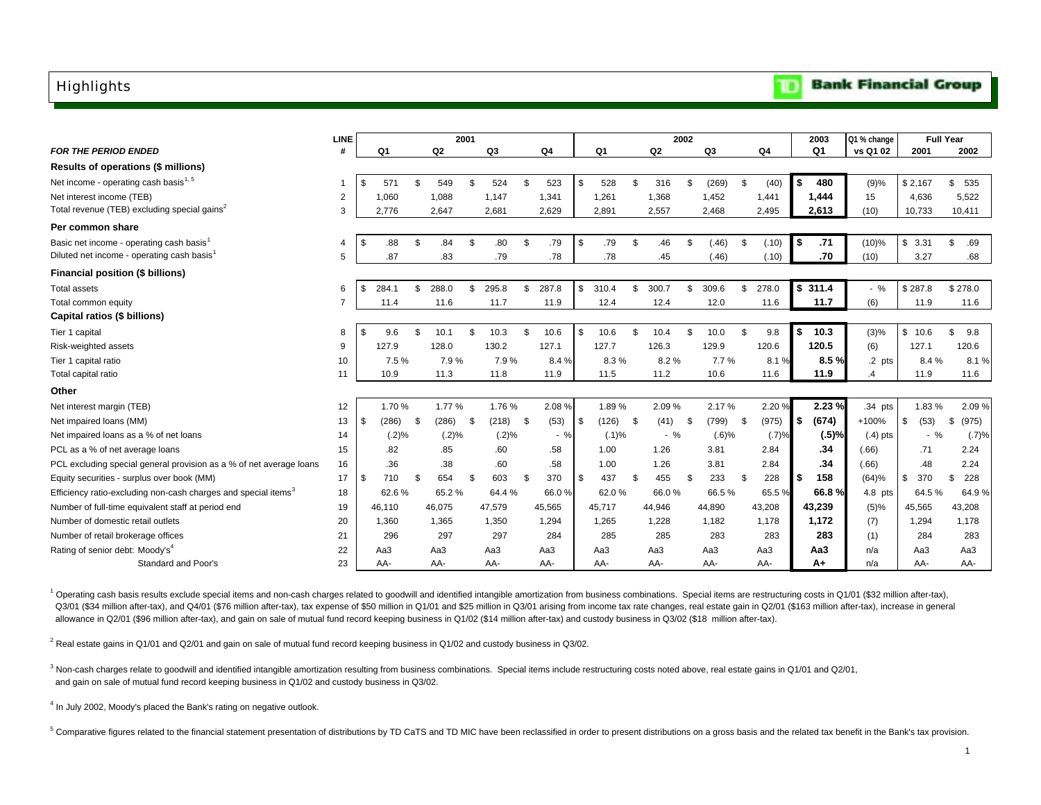# Highlights

**TD Bank Financial Group**

| FOR THE PERIOD ENDED | LINE # | 2001 Q1 | 2001 Q2 | 2001 Q3 | 2001 Q4 | 2002 Q1 | 2002 Q2 | 2002 Q3 | 2002 Q4 | 2003 Q1 | Q1 % change vs Q1 02 | Full Year 2001 | Full Year 2002 |
|---|---|---|---|---|---|---|---|---|---|---|---|---|---|
| **Results of operations ($ millions)** | | | | | | | | | | | | | |
| Net income - operating cash basis[1, 5] | 1 | $ 571 | $ 549 | $ 524 | $ 523 | $ 528 | $ 316 | $ (269) | $ (40) | **$ 480** | (9)% | $ 2,167 | $ 535 |
| Net interest income (TEB) | 2 | 1,060 | 1,088 | 1,147 | 1,341 | 1,261 | 1,368 | 1,452 | 1,441 | **1,444** | 15 | 4,636 | 5,522 |
| Total revenue (TEB) excluding special gains[2] | 3 | 2,776 | 2,647 | 2,681 | 2,629 | 2,891 | 2,557 | 2,468 | 2,495 | **2,613** | (10) | 10,733 | 10,411 |
| **Per common share** | | | | | | | | | | | | | |
| Basic net income - operating cash basis[1] | 4 | $ .88 | $ .84 | $ .80 | $ .79 | $ .79 | $ .46 | $ (.46) | $ (.10) | **$ .71** | (10)% | $ 3.31 | $ .69 |
| Diluted net income - operating cash basis[1] | 5 | .87 | .83 | .79 | .78 | .78 | .45 | (.46) | (.10) | **.70** | (10) | 3.27 | .68 |
| **Financial position ($ billions)** | | | | | | | | | | | | | |
| Total assets | 6 | $ 284.1 | $ 288.0 | $ 295.8 | $ 287.8 | $ 310.4 | $ 300.7 | $ 309.6 | $ 278.0 | **$ 311.4** | - % | $ 287.8 | $ 278.0 |
| Total common equity | 7 | 11.4 | 11.6 | 11.7 | 11.9 | 12.4 | 12.4 | 12.0 | 11.6 | **11.7** | (6) | 11.9 | 11.6 |
| **Capital ratios ($ billions)** | | | | | | | | | | | | | |
| Tier 1 capital | 8 | $ 9.6 | $ 10.1 | $ 10.3 | $ 10.6 | $ 10.6 | $ 10.4 | $ 10.0 | $ 9.8 | **$ 10.3** | (3)% | $ 10.6 | $ 9.8 |
| Risk-weighted assets | 9 | 127.9 | 128.0 | 130.2 | 127.1 | 127.7 | 126.3 | 129.9 | 120.6 | **120.5** | (6) | 127.1 | 120.6 |
| Tier 1 capital ratio | 10 | 7.5 % | 7.9 % | 7.9 % | 8.4 % | 8.3 % | 8.2 % | 7.7 % | 8.1 % | **8.5 %** | .2 pts | 8.4 % | 8.1 % |
| Total capital ratio | 11 | 10.9 | 11.3 | 11.8 | 11.9 | 11.5 | 11.2 | 10.6 | 11.6 | **11.9** | .4 | 11.9 | 11.6 |
| **Other** | | | | | | | | | | | | | |
| Net interest margin (TEB) | 12 | 1.70 % | 1.77 % | 1.76 % | 2.08 % | 1.89 % | 2.09 % | 2.17 % | 2.20 % | **2.23 %** | .34 pts | 1.83 % | 2.09 % |
| Net impaired loans (MM) | 13 | $ (286) | $ (286) | $ (218) | $ (53) | $ (126) | $ (41) | $ (799) | $ (975) | **$ (674)** | +100% | $ (53) | $ (975) |
| Net impaired loans as a % of net loans | 14 | (.2)% | (.2)% | (.2)% | - % | (.1)% | - % | (.6)% | (.7)% | **(.5)%** | (.4) pts | - % | (.7)% |
| PCL as a % of net average loans | 15 | .82 | .85 | .60 | .58 | 1.00 | 1.26 | 3.81 | 2.84 | **.34** | (.66) | .71 | 2.24 |
| PCL excluding special general provision as a % of net average loans | 16 | .36 | .38 | .60 | .58 | 1.00 | 1.26 | 3.81 | 2.84 | **.34** | (.66) | .48 | 2.24 |
| Equity securities - surplus over book (MM) | 17 | $ 710 | $ 654 | $ 603 | $ 370 | $ 437 | $ 455 | $ 233 | $ 228 | **$ 158** | (64)% | $ 370 | $ 228 |
| Efficiency ratio-excluding non-cash charges and special items[3] | 18 | 62.6 % | 65.2 % | 64.4 % | 66.0 % | 62.0 % | 66.0 % | 66.5 % | 65.5 % | **66.8 %** | 4.8 pts | 64.5 % | 64.9 % |
| Number of full-time equivalent staff at period end | 19 | 46,110 | 46,075 | 47,579 | 45,565 | 45,717 | 44,946 | 44,890 | 43,208 | **43,239** | (5)% | 45,565 | 43,208 |
| Number of domestic retail outlets | 20 | 1,360 | 1,365 | 1,350 | 1,294 | 1,265 | 1,228 | 1,182 | 1,178 | **1,172** | (7) | 1,294 | 1,178 |
| Number of retail brokerage offices | 21 | 296 | 297 | 297 | 284 | 285 | 285 | 283 | 283 | **283** | (1) | 284 | 283 |
| Rating of senior debt: Moody's[4] | 22 | Aa3 | Aa3 | Aa3 | Aa3 | Aa3 | Aa3 | Aa3 | Aa3 | **Aa3** | n/a | Aa3 | Aa3 |
| Standard and Poor's | 23 | AA- | AA- | AA- | AA- | AA- | AA- | AA- | AA- | **A+** | n/a | AA- | AA- |

[1] Operating cash basis results exclude special items and non-cash charges related to goodwill and identified intangible amortization from business combinations. Special items are restructuring costs in Q1/01 ($32 million after-tax), Q3/01 ($34 million after-tax), and Q4/01 ($76 million after-tax), tax expense of $50 million in Q1/01 and $25 million in Q3/01 arising from income tax rate changes, real estate gain in Q2/01 ($163 million after-tax), increase in general allowance in Q2/01 ($96 million after-tax), and gain on sale of mutual fund record keeping business in Q1/02 ($14 million after-tax) and custody business in Q3/02 ($18 million after-tax).

[2] Real estate gains in Q1/01 and Q2/01 and gain on sale of mutual fund record keeping business in Q1/02 and custody business in Q3/02.

[3] Non-cash charges relate to goodwill and identified intangible amortization resulting from business combinations. Special items include restructuring costs noted above, real estate gains in Q1/01 and Q2/01, and gain on sale of mutual fund record keeping business in Q1/02 and custody business in Q3/02.

[4] In July 2002, Moody's placed the Bank's rating on negative outlook.

[5] Comparative figures related to the financial statement presentation of distributions by TD CaTS and TD MIC have been reclassified in order to present distributions on a gross basis and the related tax benefit in the Bank's tax provision.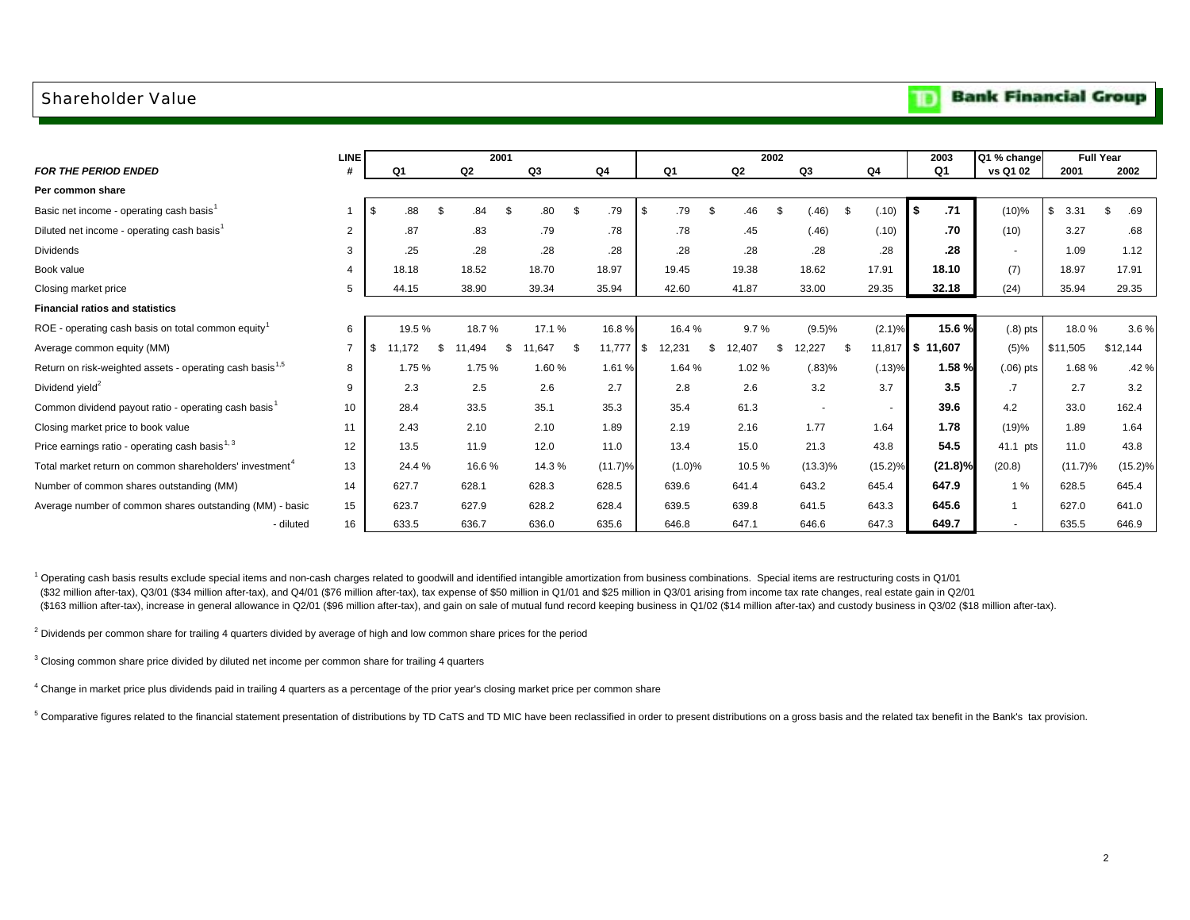## Shareholder Value

| FOR THE PERIOD ENDED | LINE # | 2001 Q1 | 2001 Q2 | 2001 Q3 | 2001 Q4 | 2002 Q1 | 2002 Q2 | 2002 Q3 | 2002 Q4 | 2003 Q1 | Q1 % change vs Q1 02 | Full Year 2001 | Full Year 2002 |
|---|---|---|---|---|---|---|---|---|---|---|---|---|---|
| **Per common share** | | | | | | | | | | | | | |
| Basic net income - operating cash basis[1] | 1 | $ .88 | $ .84 | $ .80 | $ .79 | $ .79 | $ .46 | $ (.46) | $ (.10) | **$ .71** | (10)% | $ 3.31 | $ .69 |
| Diluted net income - operating cash basis[1] | 2 | .87 | .83 | .79 | .78 | .78 | .45 | (.46) | (.10) | **.70** | (10) | 3.27 | .68 |
| Dividends | 3 | .25 | .28 | .28 | .28 | .28 | .28 | .28 | .28 | **.28** | - | 1.09 | 1.12 |
| Book value | 4 | 18.18 | 18.52 | 18.70 | 18.97 | 19.45 | 19.38 | 18.62 | 17.91 | **18.10** | (7) | 18.97 | 17.91 |
| Closing market price | 5 | 44.15 | 38.90 | 39.34 | 35.94 | 42.60 | 41.87 | 33.00 | 29.35 | **32.18** | (24) | 35.94 | 29.35 |
| **Financial ratios and statistics** | | | | | | | | | | | | | |
| ROE - operating cash basis on total common equity[1] | 6 | 19.5 % | 18.7 % | 17.1 % | 16.8 % | 16.4 % | 9.7 % | (9.5)% | (2.1)% | **15.6 %** | (.8) pts | 18.0 % | 3.6 % |
| Average common equity (MM) | 7 | $ 11,172 | $ 11,494 | $ 11,647 | $ 11,777 | $ 12,231 | $ 12,407 | $ 12,227 | $ 11,817 | **$ 11,607** | (5)% | $11,505 | $12,144 |
| Return on risk-weighted assets - operating cash basis[1,5] | 8 | 1.75 % | 1.75 % | 1.60 % | 1.61 % | 1.64 % | 1.02 % | (.83)% | (.13)% | **1.58 %** | (.06) pts | 1.68 % | .42 % |
| Dividend yield[2] | 9 | 2.3 | 2.5 | 2.6 | 2.7 | 2.8 | 2.6 | 3.2 | 3.7 | **3.5** | .7 | 2.7 | 3.2 |
| Common dividend payout ratio - operating cash basis[1] | 10 | 28.4 | 33.5 | 35.1 | 35.3 | 35.4 | 61.3 | - | - | **39.6** | 4.2 | 33.0 | 162.4 |
| Closing market price to book value | 11 | 2.43 | 2.10 | 2.10 | 1.89 | 2.19 | 2.16 | 1.77 | 1.64 | **1.78** | (19)% | 1.89 | 1.64 |
| Price earnings ratio - operating cash basis[1,3] | 12 | 13.5 | 11.9 | 12.0 | 11.0 | 13.4 | 15.0 | 21.3 | 43.8 | **54.5** | 41.1 pts | 11.0 | 43.8 |
| Total market return on common shareholders' investment[4] | 13 | 24.4 % | 16.6 % | 14.3 % | (11.7)% | (1.0)% | 10.5 % | (13.3)% | (15.2)% | **(21.8)%** | (20.8) | (11.7)% | (15.2)% |
| Number of common shares outstanding (MM) | 14 | 627.7 | 628.1 | 628.3 | 628.5 | 639.6 | 641.4 | 643.2 | 645.4 | **647.9** | 1 % | 628.5 | 645.4 |
| Average number of common shares outstanding (MM) - basic | 15 | 623.7 | 627.9 | 628.2 | 628.4 | 639.5 | 639.8 | 641.5 | 643.3 | **645.6** | 1 | 627.0 | 641.0 |
| - diluted | 16 | 633.5 | 636.7 | 636.0 | 635.6 | 646.8 | 647.1 | 646.6 | 647.3 | **649.7** | - | 635.5 | 646.9 |

[1] Operating cash basis results exclude special items and non-cash charges related to goodwill and identified intangible amortization from business combinations. Special items are restructuring costs in Q1/01 ($32 million after-tax), Q3/01 ($34 million after-tax), and Q4/01 ($76 million after-tax), tax expense of $50 million in Q1/01 and $25 million in Q3/01 arising from income tax rate changes, real estate gain in Q2/01 ($163 million after-tax), increase in general allowance in Q2/01 ($96 million after-tax), and gain on sale of mutual fund record keeping business in Q1/02 ($14 million after-tax) and custody business in Q3/02 ($18 million after-tax).

[2] Dividends per common share for trailing 4 quarters divided by average of high and low common share prices for the period

[3] Closing common share price divided by diluted net income per common share for trailing 4 quarters

[4] Change in market price plus dividends paid in trailing 4 quarters as a percentage of the prior year's closing market price per common share

[5] Comparative figures related to the financial statement presentation of distributions by TD CaTS and TD MIC have been reclassified in order to present distributions on a gross basis and the related tax benefit in the Bank's tax provision.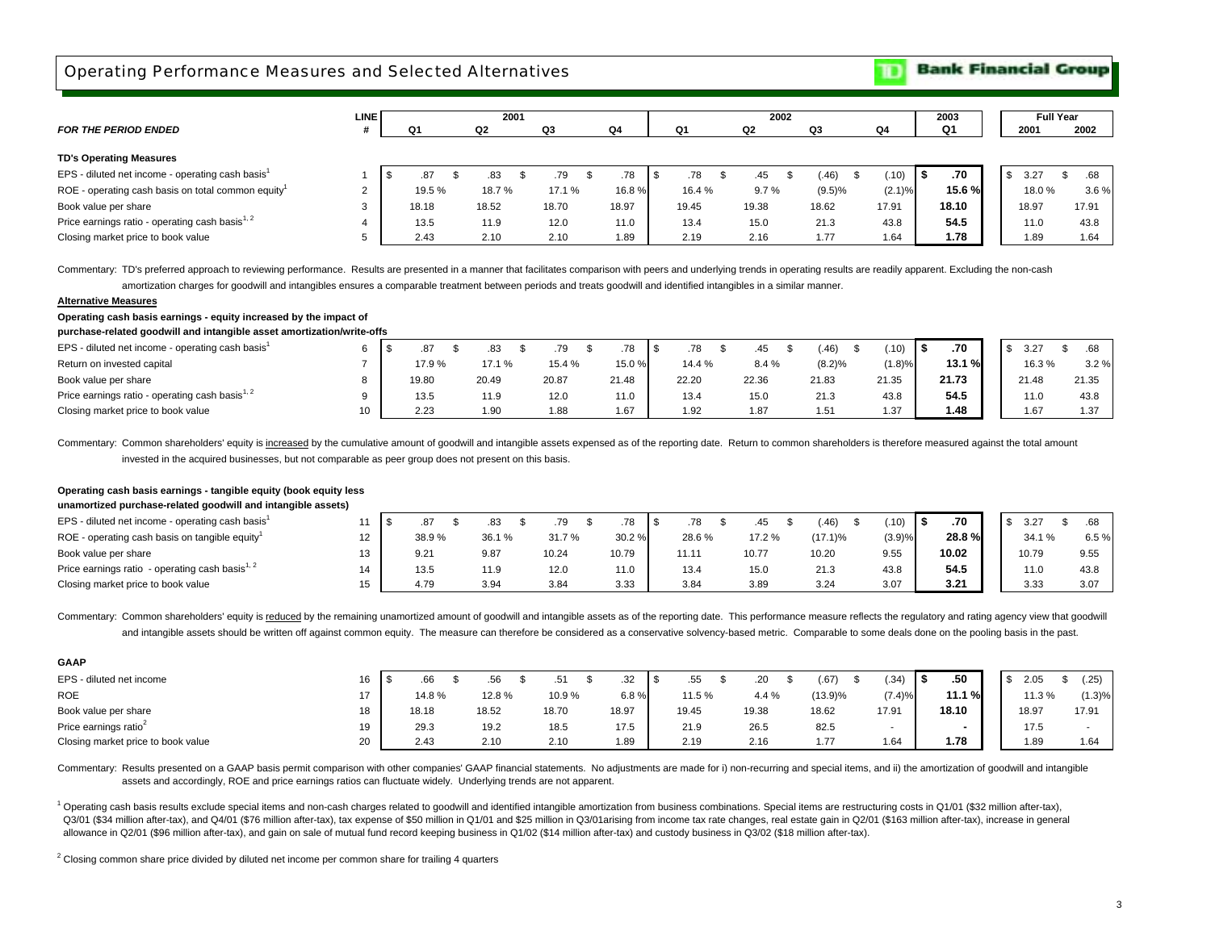## Operating Performance Measures and Selected Alternatives

**TD Bank Financial Group**

| *FOR THE PERIOD ENDED* | LINE # | 2001 Q1 | 2001 Q2 | 2001 Q3 | 2001 Q4 | 2002 Q1 | 2002 Q2 | 2002 Q3 | 2002 Q4 | 2003 Q1 | Full Year 2001 | Full Year 2002 |
|---|---|---|---|---|---|---|---|---|---|---|---|---|
| **TD's Operating Measures** | | | | | | | | | | | | |
| EPS - diluted net income - operating cash basis[1] | 1 | $ .87 | $ .83 | $ .79 | $ .78 | $ .78 | $ .45 | $ (.46) | $ (.10) | **$ .70** | $ 3.27 | $ .68 |
| ROE - operating cash basis on total common equity[1] | 2 | 19.5 % | 18.7 % | 17.1 % | 16.8 % | 16.4 % | 9.7 % | (9.5)% | (2.1)% | **15.6 %** | 18.0 % | 3.6 % |
| Book value per share | 3 | 18.18 | 18.52 | 18.70 | 18.97 | 19.45 | 19.38 | 18.62 | 17.91 | **18.10** | 18.97 | 17.91 |
| Price earnings ratio - operating cash basis[1, 2] | 4 | 13.5 | 11.9 | 12.0 | 11.0 | 13.4 | 15.0 | 21.3 | 43.8 | **54.5** | 11.0 | 43.8 |
| Closing market price to book value | 5 | 2.43 | 2.10 | 2.10 | 1.89 | 2.19 | 2.16 | 1.77 | 1.64 | **1.78** | 1.89 | 1.64 |

Commentary: TD's preferred approach to reviewing performance. Results are presented in a manner that facilitates comparison with peers and underlying trends in operating results are readily apparent. Excluding the non-cash amortization charges for goodwill and intangibles ensures a comparable treatment between periods and treats goodwill and identified intangibles in a similar manner.

**Alternative Measures**

**Operating cash basis earnings - equity increased by the impact of purchase-related goodwill and intangible asset amortization/write-offs**

| | LINE # | 2001 Q1 | 2001 Q2 | 2001 Q3 | 2001 Q4 | 2002 Q1 | 2002 Q2 | 2002 Q3 | 2002 Q4 | 2003 Q1 | Full Year 2001 | Full Year 2002 |
|---|---|---|---|---|---|---|---|---|---|---|---|---|
| EPS - diluted net income - operating cash basis[1] | 6 | $ .87 | $ .83 | $ .79 | $ .78 | $ .78 | $ .45 | $ (.46) | $ (.10) | **$ .70** | $ 3.27 | $ .68 |
| Return on invested capital | 7 | 17.9 % | 17.1 % | 15.4 % | 15.0 % | 14.4 % | 8.4 % | (8.2)% | (1.8)% | **13.1 %** | 16.3 % | 3.2 % |
| Book value per share | 8 | 19.80 | 20.49 | 20.87 | 21.48 | 22.20 | 22.36 | 21.83 | 21.35 | **21.73** | 21.48 | 21.35 |
| Price earnings ratio - operating cash basis[1, 2] | 9 | 13.5 | 11.9 | 12.0 | 11.0 | 13.4 | 15.0 | 21.3 | 43.8 | **54.5** | 11.0 | 43.8 |
| Closing market price to book value | 10 | 2.23 | 1.90 | 1.88 | 1.67 | 1.92 | 1.87 | 1.51 | 1.37 | **1.48** | 1.67 | 1.37 |

Commentary: Common shareholders' equity is increased by the cumulative amount of goodwill and intangible assets expensed as of the reporting date. Return to common shareholders is therefore measured against the total amount invested in the acquired businesses, but not comparable as peer group does not present on this basis.

**Operating cash basis earnings - tangible equity (book equity less unamortized purchase-related goodwill and intangible assets)**

| | LINE # | 2001 Q1 | 2001 Q2 | 2001 Q3 | 2001 Q4 | 2002 Q1 | 2002 Q2 | 2002 Q3 | 2002 Q4 | 2003 Q1 | Full Year 2001 | Full Year 2002 |
|---|---|---|---|---|---|---|---|---|---|---|---|---|
| EPS - diluted net income - operating cash basis[1] | 11 | $ .87 | $ .83 | $ .79 | $ .78 | $ .78 | $ .45 | $ (.46) | $ (.10) | **$ .70** | $ 3.27 | $ .68 |
| ROE - operating cash basis on tangible equity[1] | 12 | 38.9 % | 36.1 % | 31.7 % | 30.2 % | 28.6 % | 17.2 % | (17.1)% | (3.9)% | **28.8 %** | 34.1 % | 6.5 % |
| Book value per share | 13 | 9.21 | 9.87 | 10.24 | 10.79 | 11.11 | 10.77 | 10.20 | 9.55 | **10.02** | 10.79 | 9.55 |
| Price earnings ratio - operating cash basis[1, 2] | 14 | 13.5 | 11.9 | 12.0 | 11.0 | 13.4 | 15.0 | 21.3 | 43.8 | **54.5** | 11.0 | 43.8 |
| Closing market price to book value | 15 | 4.79 | 3.94 | 3.84 | 3.33 | 3.84 | 3.89 | 3.24 | 3.07 | **3.21** | 3.33 | 3.07 |

Commentary: Common shareholders' equity is reduced by the remaining unamortized amount of goodwill and intangible assets as of the reporting date. This performance measure reflects the regulatory and rating agency view that goodwill and intangible assets should be written off against common equity. The measure can therefore be considered as a conservative solvency-based metric. Comparable to some deals done on the pooling basis in the past.

**GAAP**

| | LINE # | 2001 Q1 | 2001 Q2 | 2001 Q3 | 2001 Q4 | 2002 Q1 | 2002 Q2 | 2002 Q3 | 2002 Q4 | 2003 Q1 | Full Year 2001 | Full Year 2002 |
|---|---|---|---|---|---|---|---|---|---|---|---|---|
| EPS - diluted net income | 16 | $ .66 | $ .56 | $ .51 | $ .32 | $ .55 | $ .20 | $ (.67) | $ (.34) | **$ .50** | $ 2.05 | $ (.25) |
| ROE | 17 | 14.8 % | 12.8 % | 10.9 % | 6.8 % | 11.5 % | 4.4 % | (13.9)% | (7.4)% | **11.1 %** | 11.3 % | (1.3)% |
| Book value per share | 18 | 18.18 | 18.52 | 18.70 | 18.97 | 19.45 | 19.38 | 18.62 | 17.91 | **18.10** | 18.97 | 17.91 |
| Price earnings ratio[2] | 19 | 29.3 | 19.2 | 18.5 | 17.5 | 21.9 | 26.5 | 82.5 | - | **-** | 17.5 | - |
| Closing market price to book value | 20 | 2.43 | 2.10 | 2.10 | 1.89 | 2.19 | 2.16 | 1.77 | 1.64 | **1.78** | 1.89 | 1.64 |

Commentary: Results presented on a GAAP basis permit comparison with other companies' GAAP financial statements. No adjustments are made for i) non-recurring and special items, and ii) the amortization of goodwill and intangible assets and accordingly, ROE and price earnings ratios can fluctuate widely. Underlying trends are not apparent.

[1] Operating cash basis results exclude special items and non-cash charges related to goodwill and identified intangible amortization from business combinations. Special items are restructuring costs in Q1/01 ($32 million after-tax), Q3/01 ($34 million after-tax), and Q4/01 ($76 million after-tax), tax expense of $50 million in Q1/01 and $25 million in Q3/01arising from income tax rate changes, real estate gain in Q2/01 ($163 million after-tax), increase in general allowance in Q2/01 ($96 million after-tax), and gain on sale of mutual fund record keeping business in Q1/02 ($14 million after-tax) and custody business in Q3/02 ($18 million after-tax).

[2] Closing common share price divided by diluted net income per common share for trailing 4 quarters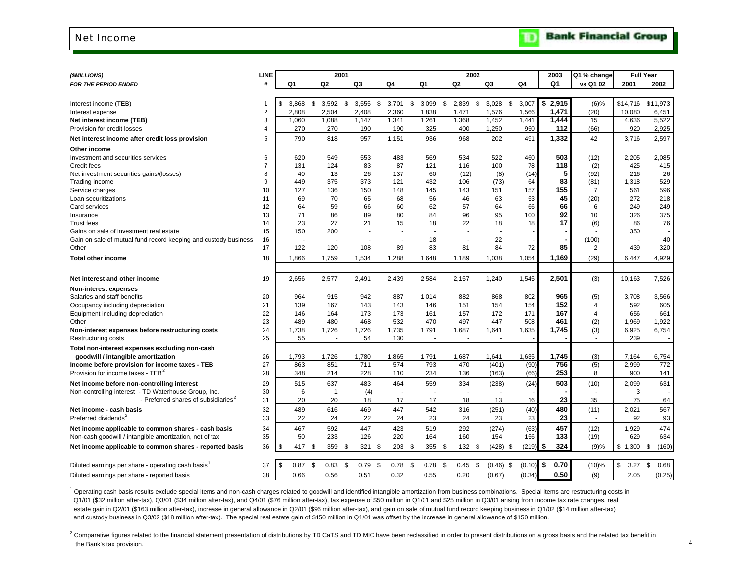# Net Income

| (\$MILLIONS) | LINE | 2001 | | | | 2002 | | | | 2003 | Q1 % change | Full Year | |
|---|---|---|---|---|---|---|---|---|---|---|---|---|---|
| FOR THE PERIOD ENDED | # | Q1 | Q2 | Q3 | Q4 | Q1 | Q2 | Q3 | Q4 | Q1 | vs Q1 02 | 2001 | 2002 |
| Interest income (TEB) | 1 | \$ 3,868 | \$ 3,592 | \$ 3,555 | \$ 3,701 | \$ 3,099 | \$ 2,839 | \$ 3,028 | \$ 3,007 | **\$ 2,915** | (6)% | \$14,716 | \$11,973 |
| Interest expense | 2 | 2,808 | 2,504 | 2,408 | 2,360 | 1,838 | 1,471 | 1,576 | 1,566 | **1,471** | (20) | 10,080 | 6,451 |
| **Net interest income (TEB)** | 3 | 1,060 | 1,088 | 1,147 | 1,341 | 1,261 | 1,368 | 1,452 | 1,441 | **1,444** | 15 | 4,636 | 5,522 |
| Provision for credit losses | 4 | 270 | 270 | 190 | 190 | 325 | 400 | 1,250 | 950 | **112** | (66) | 920 | 2,925 |
| **Net interest income after credit loss provision** | 5 | 790 | 818 | 957 | 1,151 | 936 | 968 | 202 | 491 | **1,332** | 42 | 3,716 | 2,597 |
| **Other income** | | | | | | | | | | | | | |
| Investment and securities services | 6 | 620 | 549 | 553 | 483 | 569 | 534 | 522 | 460 | **503** | (12) | 2,205 | 2,085 |
| Credit fees | 7 | 131 | 124 | 83 | 87 | 121 | 116 | 100 | 78 | **118** | (2) | 425 | 415 |
| Net investment securities gains/(losses) | 8 | 40 | 13 | 26 | 137 | 60 | (12) | (8) | (14) | **5** | (92) | 216 | 26 |
| Trading income | 9 | 449 | 375 | 373 | 121 | 432 | 106 | (73) | 64 | **83** | (81) | 1,318 | 529 |
| Service charges | 10 | 127 | 136 | 150 | 148 | 145 | 143 | 151 | 157 | **155** | 7 | 561 | 596 |
| Loan securitizations | 11 | 69 | 70 | 65 | 68 | 56 | 46 | 63 | 53 | **45** | (20) | 272 | 218 |
| Card services | 12 | 64 | 59 | 66 | 60 | 62 | 57 | 64 | 66 | **66** | 6 | 249 | 249 |
| Insurance | 13 | 71 | 86 | 89 | 80 | 84 | 96 | 95 | 100 | **92** | 10 | 326 | 375 |
| Trust fees | 14 | 23 | 27 | 21 | 15 | 18 | 22 | 18 | 18 | **17** | (6) | 86 | 76 |
| Gains on sale of investment real estate | 15 | 150 | 200 | - | - | - | - | - | - | **-** | - | 350 | - |
| Gain on sale of mutual fund record keeping and custody business | 16 | - | - | - | - | 18 | - | 22 | - | **-** | (100) | - | 40 |
| Other | 17 | 122 | 120 | 108 | 89 | 83 | 81 | 84 | 72 | **85** | 2 | 439 | 320 |
| **Total other income** | 18 | 1,866 | 1,759 | 1,534 | 1,288 | 1,648 | 1,189 | 1,038 | 1,054 | **1,169** | (29) | 6,447 | 4,929 |
| **Net interest and other income** | 19 | 2,656 | 2,577 | 2,491 | 2,439 | 2,584 | 2,157 | 1,240 | 1,545 | **2,501** | (3) | 10,163 | 7,526 |
| **Non-interest expenses** | | | | | | | | | | | | | |
| Salaries and staff benefits | 20 | 964 | 915 | 942 | 887 | 1,014 | 882 | 868 | 802 | **965** | (5) | 3,708 | 3,566 |
| Occupancy including depreciation | 21 | 139 | 167 | 143 | 143 | 146 | 151 | 154 | 154 | **152** | 4 | 592 | 605 |
| Equipment including depreciation | 22 | 146 | 164 | 173 | 173 | 161 | 157 | 172 | 171 | **167** | 4 | 656 | 661 |
| Other | 23 | 489 | 480 | 468 | 532 | 470 | 497 | 447 | 508 | **461** | (2) | 1,969 | 1,922 |
| **Non-interest expenses before restructuring costs** | 24 | 1,738 | 1,726 | 1,726 | 1,735 | 1,791 | 1,687 | 1,641 | 1,635 | **1,745** | (3) | 6,925 | 6,754 |
| Restructuring costs | 25 | 55 | - | 54 | 130 | - | - | - | - | **-** | - | 239 | - |
| **Total non-interest expenses excluding non-cash goodwill / intangible amortization** | 26 | 1,793 | 1,726 | 1,780 | 1,865 | 1,791 | 1,687 | 1,641 | 1,635 | **1,745** | (3) | 7,164 | 6,754 |
| **Income before provision for income taxes - TEB** | 27 | 863 | 851 | 711 | 574 | 793 | 470 | (401) | (90) | **756** | (5) | 2,999 | 772 |
| Provision for income taxes - TEB[2] | 28 | 348 | 214 | 228 | 110 | 234 | 136 | (163) | (66) | **253** | 8 | 900 | 141 |
| **Net income before non-controlling interest** | 29 | 515 | 637 | 483 | 464 | 559 | 334 | (238) | (24) | **503** | (10) | 2,099 | 631 |
| Non-controlling interest - TD Waterhouse Group, Inc. | 30 | 6 | 1 | (4) | - | - | - | - | - | **-** | - | 3 | - |
| - Preferred shares of subsidiaries[2] | 31 | 20 | 20 | 18 | 17 | 17 | 18 | 13 | 16 | **23** | 35 | 75 | 64 |
| **Net income - cash basis** | 32 | 489 | 616 | 469 | 447 | 542 | 316 | (251) | (40) | **480** | (11) | 2,021 | 567 |
| Preferred dividends[2] | 33 | 22 | 24 | 22 | 24 | 23 | 24 | 23 | 23 | **23** | - | 92 | 93 |
| **Net income applicable to common shares - cash basis** | 34 | 467 | 592 | 447 | 423 | 519 | 292 | (274) | (63) | **457** | (12) | 1,929 | 474 |
| Non-cash goodwill / intangible amortization, net of tax | 35 | 50 | 233 | 126 | 220 | 164 | 160 | 154 | 156 | **133** | (19) | 629 | 634 |
| **Net income applicable to common shares - reported basis** | 36 | \$ 417 | \$ 359 | \$ 321 | \$ 203 | \$ 355 | \$ 132 | \$ (428) | \$ (219) | **\$ 324** | (9)% | \$ 1,300 | \$ (160) |
| Diluted earnings per share - operating cash basis[1] | 37 | \$ 0.87 | \$ 0.83 | \$ 0.79 | \$ 0.78 | \$ 0.78 | \$ 0.45 | \$ (0.46) | \$ (0.10) | **\$ 0.70** | (10)% | \$ 3.27 | \$ 0.68 |
| Diluted earnings per share - reported basis | 38 | 0.66 | 0.56 | 0.51 | 0.32 | 0.55 | 0.20 | (0.67) | (0.34) | **0.50** | (9) | 2.05 | (0.25) |

[1] Operating cash basis results exclude special items and non-cash charges related to goodwill and identified intangible amortization from business combinations. Special items are restructuring costs in Q1/01 (\$32 million after-tax), Q3/01 (\$34 million after-tax), and Q4/01 (\$76 million after-tax), tax expense of \$50 million in Q1/01 and \$25 million in Q3/01 arising from income tax rate changes, real estate gain in Q2/01 (\$163 million after-tax), increase in general allowance in Q2/01 (\$96 million after-tax), and gain on sale of mutual fund record keeping business in Q1/02 (\$14 million after-tax) and custody business in Q3/02 (\$18 million after-tax). The special real estate gain of \$150 million in Q1/01 was offset by the increase in general allowance of \$150 million.

[2] Comparative figures related to the financial statement presentation of distributions by TD CaTS and TD MIC have been reclassified in order to present distributions on a gross basis and the related tax benefit in the Bank's tax provision.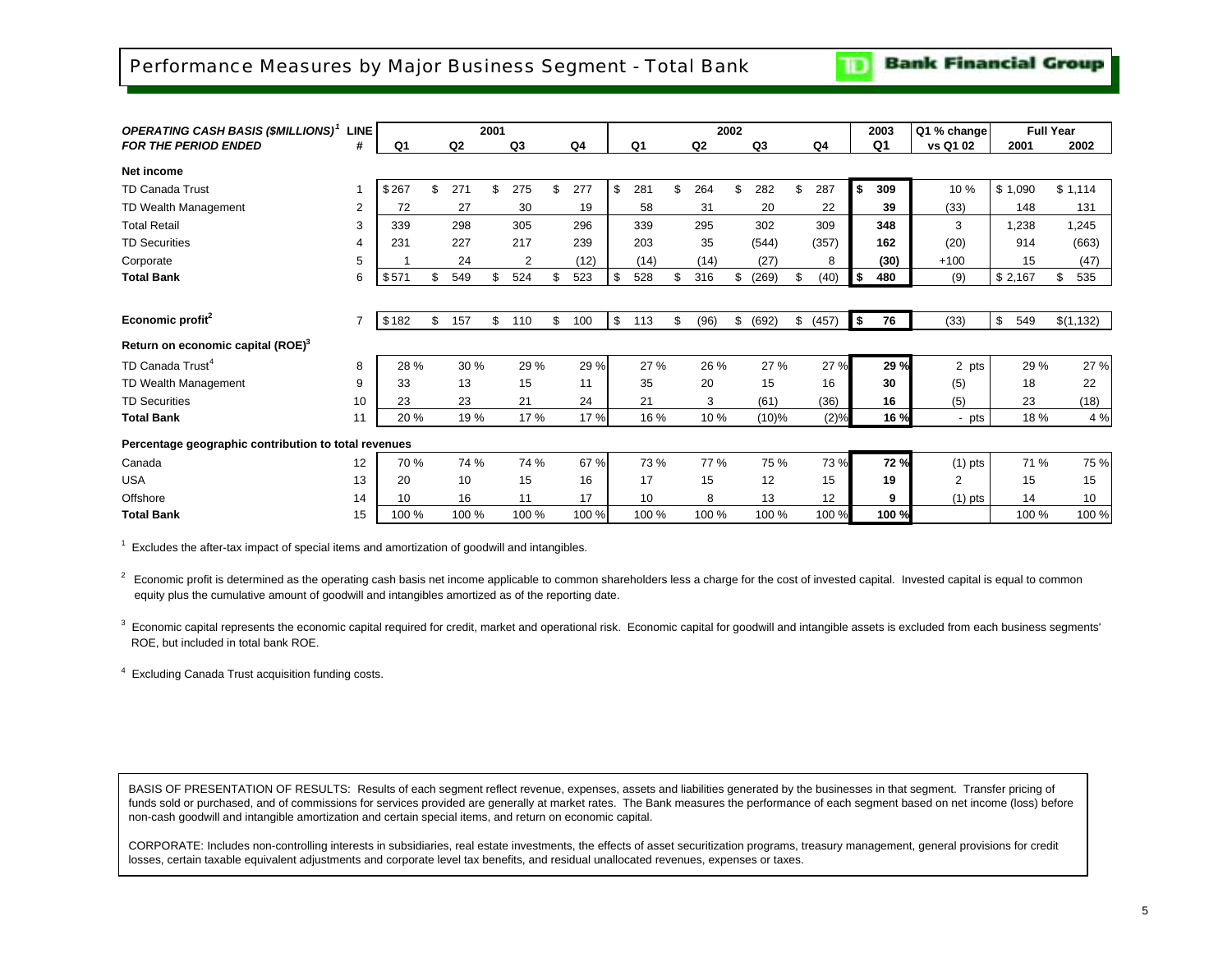# Performance Measures by Major Business Segment - Total Bank

**TD Bank Financial Group**

| *OPERATING CASH BASIS ($MILLIONS)[1]* | LINE | 2001 | | | | 2002 | | | | 2003 | Q1 % change | Full Year | |
|---|---|---|---|---|---|---|---|---|---|---|---|---|---|
| *FOR THE PERIOD ENDED* | # | Q1 | Q2 | Q3 | Q4 | Q1 | Q2 | Q3 | Q4 | Q1 | vs Q1 02 | 2001 | 2002 |
| **Net income** | | | | | | | | | | | | | |
| TD Canada Trust | 1 | $ 267 | $ 271 | $ 275 | $ 277 | $ 281 | $ 264 | $ 282 | $ 287 | **$ 309** | 10 % | $ 1,090 | $ 1,114 |
| TD Wealth Management | 2 | 72 | 27 | 30 | 19 | 58 | 31 | 20 | 22 | **39** | (33) | 148 | 131 |
| Total Retail | 3 | 339 | 298 | 305 | 296 | 339 | 295 | 302 | 309 | **348** | 3 | 1,238 | 1,245 |
| TD Securities | 4 | 231 | 227 | 217 | 239 | 203 | 35 | (544) | (357) | **162** | (20) | 914 | (663) |
| Corporate | 5 | 1 | 24 | 2 | (12) | (14) | (14) | (27) | 8 | **(30)** | +100 | 15 | (47) |
| **Total Bank** | 6 | $ 571 | $ 549 | $ 524 | $ 523 | $ 528 | $ 316 | $ (269) | $ (40) | **$ 480** | (9) | $ 2,167 | $ 535 |
| **Economic profit[2]** | 7 | $ 182 | $ 157 | $ 110 | $ 100 | $ 113 | $ (96) | $ (692) | $ (457) | **$ 76** | (33) | $ 549 | $ (1,132) |
| **Return on economic capital (ROE)[3]** | | | | | | | | | | | | | |
| TD Canada Trust[4] | 8 | 28 % | 30 % | 29 % | 29 % | 27 % | 26 % | 27 % | 27 % | **29 %** | 2 pts | 29 % | 27 % |
| TD Wealth Management | 9 | 33 | 13 | 15 | 11 | 35 | 20 | 15 | 16 | **30** | (5) | 18 | 22 |
| TD Securities | 10 | 23 | 23 | 21 | 24 | 21 | 3 | (61) | (36) | **16** | (5) | 23 | (18) |
| **Total Bank** | 11 | 20 % | 19 % | 17 % | 17 % | 16 % | 10 % | (10)% | (2)% | **16 %** | - pts | 18 % | 4 % |
| **Percentage geographic contribution to total revenues** | | | | | | | | | | | | | |
| Canada | 12 | 70 % | 74 % | 74 % | 67 % | 73 % | 77 % | 75 % | 73 % | **72 %** | (1) pts | 71 % | 75 % |
| USA | 13 | 20 | 10 | 15 | 16 | 17 | 15 | 12 | 15 | **19** | 2 | 15 | 15 |
| Offshore | 14 | 10 | 16 | 11 | 17 | 10 | 8 | 13 | 12 | **9** | (1) pts | 14 | 10 |
| **Total Bank** | 15 | 100 % | 100 % | 100 % | 100 % | 100 % | 100 % | 100 % | 100 % | **100 %** | | 100 % | 100 % |

[1] Excludes the after-tax impact of special items and amortization of goodwill and intangibles.

[2] Economic profit is determined as the operating cash basis net income applicable to common shareholders less a charge for the cost of invested capital. Invested capital is equal to common equity plus the cumulative amount of goodwill and intangibles amortized as of the reporting date.

[3] Economic capital represents the economic capital required for credit, market and operational risk. Economic capital for goodwill and intangible assets is excluded from each business segments' ROE, but included in total bank ROE.

[4] Excluding Canada Trust acquisition funding costs.

BASIS OF PRESENTATION OF RESULTS: Results of each segment reflect revenue, expenses, assets and liabilities generated by the businesses in that segment. Transfer pricing of funds sold or purchased, and of commissions for services provided are generally at market rates. The Bank measures the performance of each segment based on net income (loss) before non-cash goodwill and intangible amortization and certain special items, and return on economic capital.

CORPORATE: Includes non-controlling interests in subsidiaries, real estate investments, the effects of asset securitization programs, treasury management, general provisions for credit losses, certain taxable equivalent adjustments and corporate level tax benefits, and residual unallocated revenues, expenses or taxes.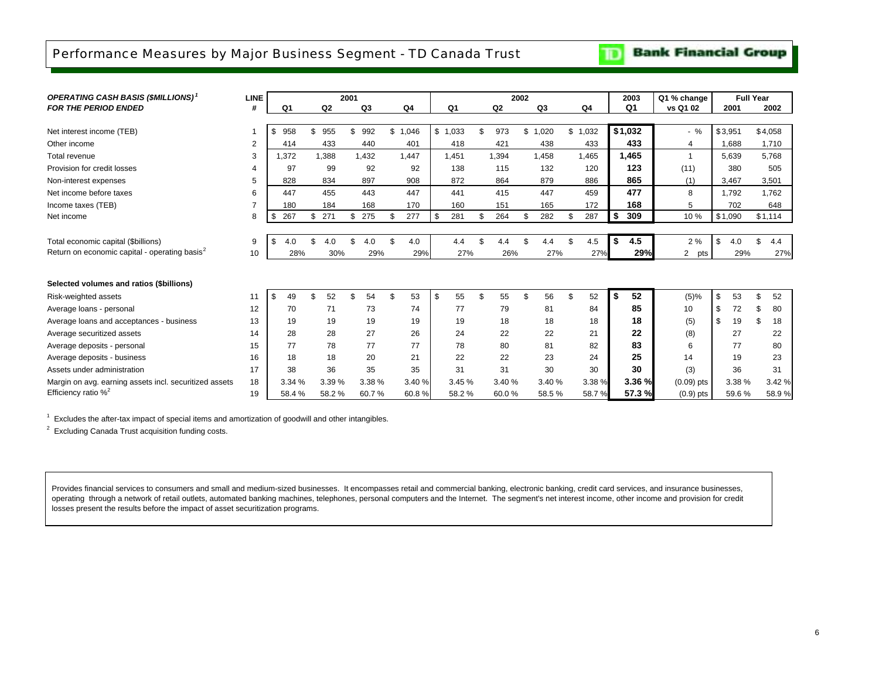## Performance Measures by Major Business Segment - TD Canada Trust

**TD Bank Financial Group**

| *OPERATING CASH BASIS ($MILLIONS)[1]* *FOR THE PERIOD ENDED* | LINE # | 2001 Q1 | 2001 Q2 | 2001 Q3 | 2001 Q4 | 2002 Q1 | 2002 Q2 | 2002 Q3 | 2002 Q4 | 2003 Q1 | Q1 % change vs Q1 02 | Full Year 2001 | Full Year 2002 |
|---|---|---|---|---|---|---|---|---|---|---|---|---|---|
| Net interest income (TEB) | 1 | $ 958 | $ 955 | $ 992 | $ 1,046 | $ 1,033 | $ 973 | $ 1,020 | $ 1,032 | **$1,032** | - % | $3,951 | $4,058 |
| Other income | 2 | 414 | 433 | 440 | 401 | 418 | 421 | 438 | 433 | **433** | 4 | 1,688 | 1,710 |
| Total revenue | 3 | 1,372 | 1,388 | 1,432 | 1,447 | 1,451 | 1,394 | 1,458 | 1,465 | **1,465** | 1 | 5,639 | 5,768 |
| Provision for credit losses | 4 | 97 | 99 | 92 | 92 | 138 | 115 | 132 | 120 | **123** | (11) | 380 | 505 |
| Non-interest expenses | 5 | 828 | 834 | 897 | 908 | 872 | 864 | 879 | 886 | **865** | (1) | 3,467 | 3,501 |
| Net income before taxes | 6 | 447 | 455 | 443 | 447 | 441 | 415 | 447 | 459 | **477** | 8 | 1,792 | 1,762 |
| Income taxes (TEB) | 7 | 180 | 184 | 168 | 170 | 160 | 151 | 165 | 172 | **168** | 5 | 702 | 648 |
| Net income | 8 | $ 267 | $ 271 | $ 275 | $ 277 | $ 281 | $ 264 | $ 282 | $ 287 | **$ 309** | 10 % | $1,090 | $1,114 |
| Total economic capital ($billions) | 9 | $ 4.0 | $ 4.0 | $ 4.0 | $ 4.0 | 4.4 | $ 4.4 | $ 4.4 | $ 4.5 | **$ 4.5** | 2 % | $ 4.0 | $ 4.4 |
| Return on economic capital - operating basis[2] | 10 | 28% | 30% | 29% | 29% | 27% | 26% | 27% | 27% | **29%** | 2 pts | 29% | 27% |
| **Selected volumes and ratios ($billions)** | | | | | | | | | | | | | |
| Risk-weighted assets | 11 | $ 49 | $ 52 | $ 54 | $ 53 | $ 55 | $ 55 | $ 56 | $ 52 | **$ 52** | (5)% | $ 53 | $ 52 |
| Average loans - personal | 12 | 70 | 71 | 73 | 74 | 77 | 79 | 81 | 84 | **85** | 10 | $ 72 | $ 80 |
| Average loans and acceptances - business | 13 | 19 | 19 | 19 | 19 | 19 | 18 | 18 | 18 | **18** | (5) | $ 19 | $ 18 |
| Average securitized assets | 14 | 28 | 28 | 27 | 26 | 24 | 22 | 22 | 21 | **22** | (8) | 27 | 22 |
| Average deposits - personal | 15 | 77 | 78 | 77 | 77 | 78 | 80 | 81 | 82 | **83** | 6 | 77 | 80 |
| Average deposits - business | 16 | 18 | 18 | 20 | 21 | 22 | 22 | 23 | 24 | **25** | 14 | 19 | 23 |
| Assets under administration | 17 | 38 | 36 | 35 | 35 | 31 | 31 | 30 | 30 | **30** | (3) | 36 | 31 |
| Margin on avg. earning assets incl. securitized assets | 18 | 3.34 % | 3.39 % | 3.38 % | 3.40 % | 3.45 % | 3.40 % | 3.40 % | 3.38 % | **3.36 %** | (0.09) pts | 3.38 % | 3.42 % |
| Efficiency ratio %[2] | 19 | 58.4 % | 58.2 % | 60.7 % | 60.8 % | 58.2 % | 60.0 % | 58.5 % | 58.7 % | **57.3 %** | (0.9) pts | 59.6 % | 58.9 % |

[1] Excludes the after-tax impact of special items and amortization of goodwill and other intangibles.

[2] Excluding Canada Trust acquisition funding costs.

Provides financial services to consumers and small and medium-sized businesses. It encompasses retail and commercial banking, electronic banking, credit card services, and insurance businesses, operating through a network of retail outlets, automated banking machines, telephones, personal computers and the Internet. The segment's net interest income, other income and provision for credit losses present the results before the impact of asset securitization programs.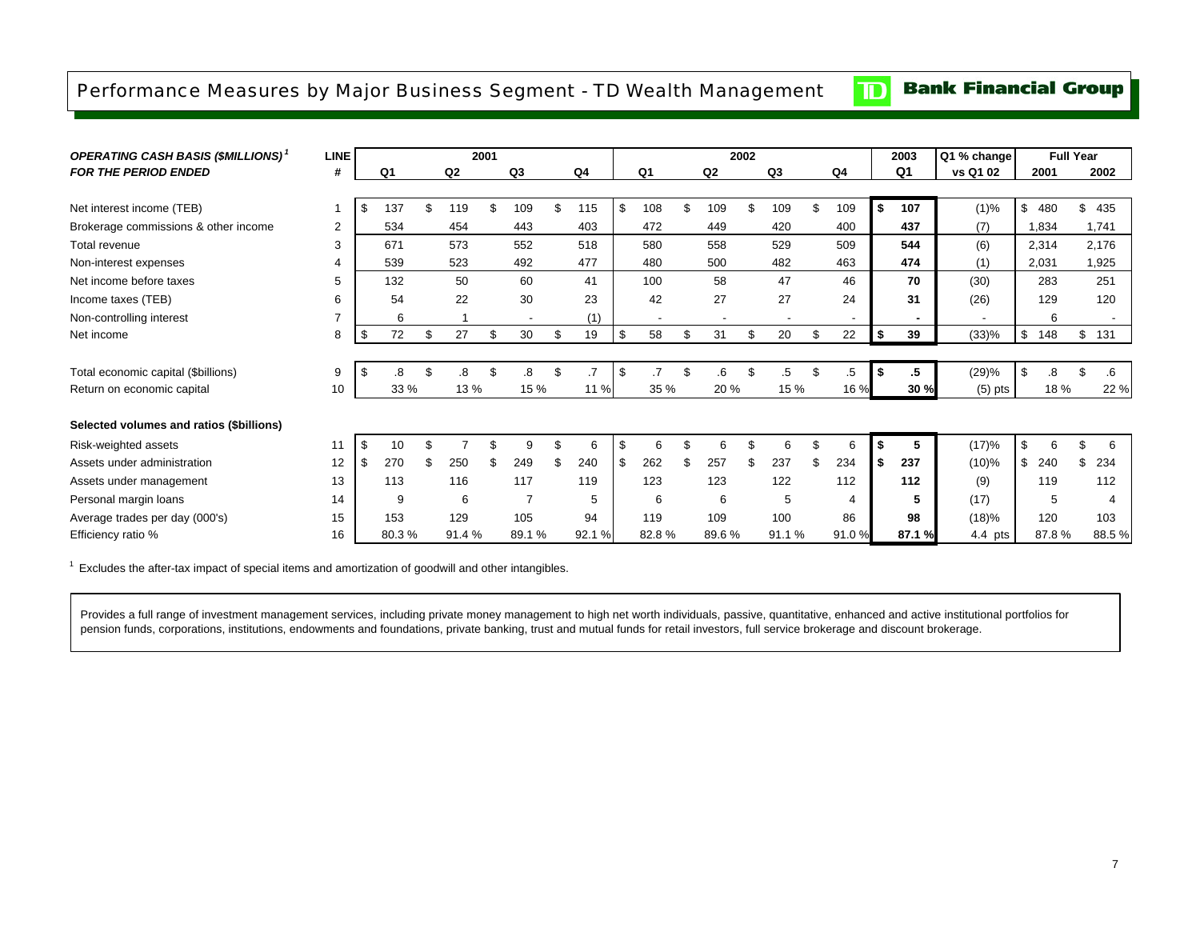# Performance Measures by Major Business Segment - TD Wealth Management

**TD Bank Financial Group**

| *OPERATING CASH BASIS ($MILLIONS)*[1] *FOR THE PERIOD ENDED* | LINE # | 2001 Q1 | 2001 Q2 | 2001 Q3 | 2001 Q4 | 2002 Q1 | 2002 Q2 | 2002 Q3 | 2002 Q4 | 2003 Q1 | Q1 % change vs Q1 02 | Full Year 2001 | Full Year 2002 |
|---|---|---|---|---|---|---|---|---|---|---|---|---|---|
| Net interest income (TEB) | 1 | $ 137 | $ 119 | $ 109 | $ 115 | $ 108 | $ 109 | $ 109 | $ 109 | **$ 107** | (1)% | $ 480 | $ 435 |
| Brokerage commissions & other income | 2 | 534 | 454 | 443 | 403 | 472 | 449 | 420 | 400 | **437** | (7) | 1,834 | 1,741 |
| Total revenue | 3 | 671 | 573 | 552 | 518 | 580 | 558 | 529 | 509 | **544** | (6) | 2,314 | 2,176 |
| Non-interest expenses | 4 | 539 | 523 | 492 | 477 | 480 | 500 | 482 | 463 | **474** | (1) | 2,031 | 1,925 |
| Net income before taxes | 5 | 132 | 50 | 60 | 41 | 100 | 58 | 47 | 46 | **70** | (30) | 283 | 251 |
| Income taxes (TEB) | 6 | 54 | 22 | 30 | 23 | 42 | 27 | 27 | 24 | **31** | (26) | 129 | 120 |
| Non-controlling interest | 7 | 6 | 1 | - | (1) | - | - | - | - | **-** | - | 6 | - |
| Net income | 8 | $ 72 | $ 27 | $ 30 | $ 19 | $ 58 | $ 31 | $ 20 | $ 22 | **$ 39** | (33)% | $ 148 | $ 131 |
| Total economic capital ($billions) | 9 | $ .8 | $ .8 | $ .8 | $ .7 | $ .7 | $ .6 | $ .5 | $ .5 | **$ .5** | (29)% | $ .8 | $ .6 |
| Return on economic capital | 10 | 33 % | 13 % | 15 % | 11 % | 35 % | 20 % | 15 % | 16 % | **30 %** | (5) pts | 18 % | 22 % |
| **Selected volumes and ratios ($billions)** | | | | | | | | | | | | | |
| Risk-weighted assets | 11 | $ 10 | $ 7 | $ 9 | $ 6 | $ 6 | $ 6 | $ 6 | $ 6 | **$ 5** | (17)% | $ 6 | $ 6 |
| Assets under administration | 12 | $ 270 | $ 250 | $ 249 | $ 240 | $ 262 | $ 257 | $ 237 | $ 234 | **$ 237** | (10)% | $ 240 | $ 234 |
| Assets under management | 13 | 113 | 116 | 117 | 119 | 123 | 123 | 122 | 112 | **112** | (9) | 119 | 112 |
| Personal margin loans | 14 | 9 | 6 | 7 | 5 | 6 | 6 | 5 | 4 | **5** | (17) | 5 | 4 |
| Average trades per day (000's) | 15 | 153 | 129 | 105 | 94 | 119 | 109 | 100 | 86 | **98** | (18)% | 120 | 103 |
| Efficiency ratio % | 16 | 80.3 % | 91.4 % | 89.1 % | 92.1 % | 82.8 % | 89.6 % | 91.1 % | 91.0 % | **87.1 %** | 4.4 pts | 87.8 % | 88.5 % |

[1] Excludes the after-tax impact of special items and amortization of goodwill and other intangibles.

Provides a full range of investment management services, including private money management to high net worth individuals, passive, quantitative, enhanced and active institutional portfolios for pension funds, corporations, institutions, endowments and foundations, private banking, trust and mutual funds for retail investors, full service brokerage and discount brokerage.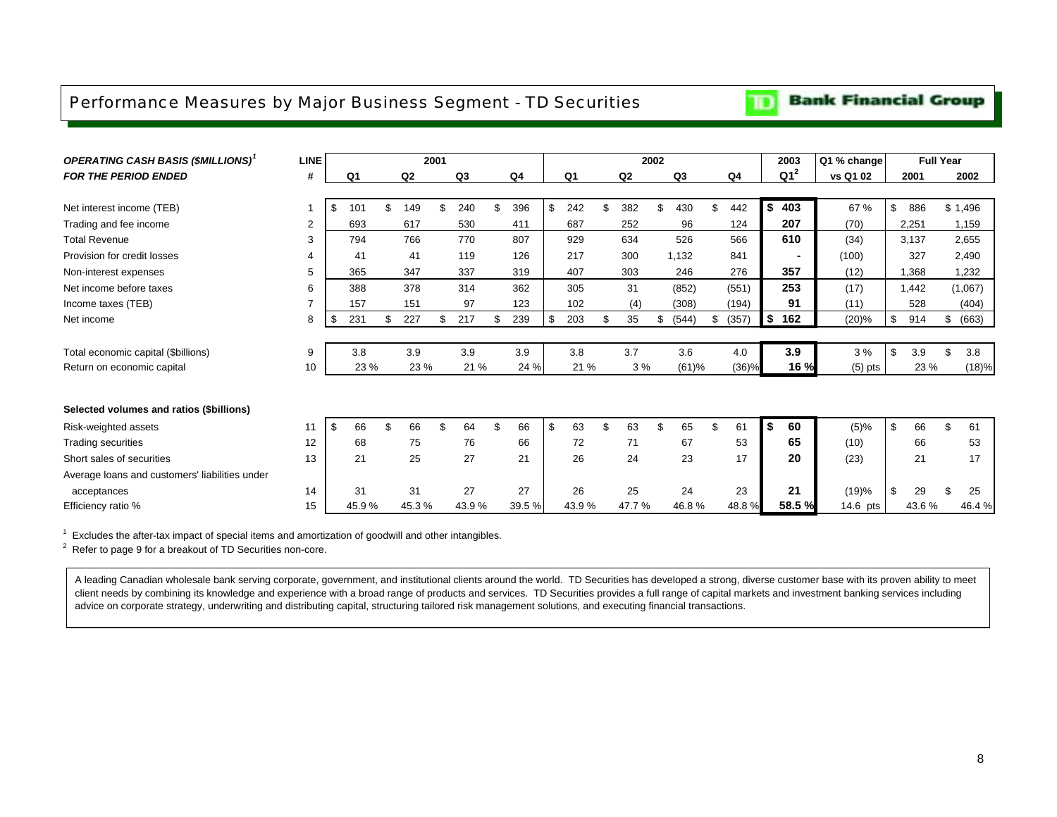# Performance Measures by Major Business Segment - TD Securities

**TD Bank Financial Group**

| ***OPERATING CASH BASIS ($MILLIONS)[1]*** | **LINE** | **2001** | | | | **2002** | | | | **2003** | **Q1 % change** | **Full Year** | |
|---|---|---|---|---|---|---|---|---|---|---|---|---|---|
| ***FOR THE PERIOD ENDED*** | **#** | **Q1** | **Q2** | **Q3** | **Q4** | **Q1** | **Q2** | **Q3** | **Q4** | **Q1[2]** | **vs Q1 02** | **2001** | **2002** |
| Net interest income (TEB) | 1 | $ 101 | $ 149 | $ 240 | $ 396 | $ 242 | $ 382 | $ 430 | $ 442 | **$ 403** | 67 % | $ 886 | $ 1,496 |
| Trading and fee income | 2 | 693 | 617 | 530 | 411 | 687 | 252 | 96 | 124 | **207** | (70) | 2,251 | 1,159 |
| Total Revenue | 3 | 794 | 766 | 770 | 807 | 929 | 634 | 526 | 566 | **610** | (34) | 3,137 | 2,655 |
| Provision for credit losses | 4 | 41 | 41 | 119 | 126 | 217 | 300 | 1,132 | 841 | **-** | (100) | 327 | 2,490 |
| Non-interest expenses | 5 | 365 | 347 | 337 | 319 | 407 | 303 | 246 | 276 | **357** | (12) | 1,368 | 1,232 |
| Net income before taxes | 6 | 388 | 378 | 314 | 362 | 305 | 31 | (852) | (551) | **253** | (17) | 1,442 | (1,067) |
| Income taxes (TEB) | 7 | 157 | 151 | 97 | 123 | 102 | (4) | (308) | (194) | **91** | (11) | 528 | (404) |
| Net income | 8 | $ 231 | $ 227 | $ 217 | $ 239 | $ 203 | $ 35 | $ (544) | $ (357) | **$ 162** | (20)% | $ 914 | $ (663) |
| Total economic capital ($billions) | 9 | 3.8 | 3.9 | 3.9 | 3.9 | 3.8 | 3.7 | 3.6 | 4.0 | **3.9** | 3 % | $ 3.9 | $ 3.8 |
| Return on economic capital | 10 | 23 % | 23 % | 21 % | 24 % | 21 % | 3 % | (61)% | (36)% | **16 %** | (5) pts | 23 % | (18)% |
| **Selected volumes and ratios ($billions)** | | | | | | | | | | | | | |
| Risk-weighted assets | 11 | $ 66 | $ 66 | $ 64 | $ 66 | $ 63 | $ 63 | $ 65 | $ 61 | **$ 60** | (5)% | $ 66 | $ 61 |
| Trading securities | 12 | 68 | 75 | 76 | 66 | 72 | 71 | 67 | 53 | **65** | (10) | 66 | 53 |
| Short sales of securities | 13 | 21 | 25 | 27 | 21 | 26 | 24 | 23 | 17 | **20** | (23) | 21 | 17 |
| Average loans and customers' liabilities under acceptances | 14 | 31 | 31 | 27 | 27 | 26 | 25 | 24 | 23 | **21** | (19)% | $ 29 | $ 25 |
| Efficiency ratio % | 15 | 45.9 % | 45.3 % | 43.9 % | 39.5 % | 43.9 % | 47.7 % | 46.8 % | 48.8 % | **58.5 %** | 14.6 pts | 43.6 % | 46.4 % |

[1] Excludes the after-tax impact of special items and amortization of goodwill and other intangibles.

[2] Refer to page 9 for a breakout of TD Securities non-core.

A leading Canadian wholesale bank serving corporate, government, and institutional clients around the world. TD Securities has developed a strong, diverse customer base with its proven ability to meet client needs by combining its knowledge and experience with a broad range of products and services. TD Securities provides a full range of capital markets and investment banking services including advice on corporate strategy, underwriting and distributing capital, structuring tailored risk management solutions, and executing financial transactions.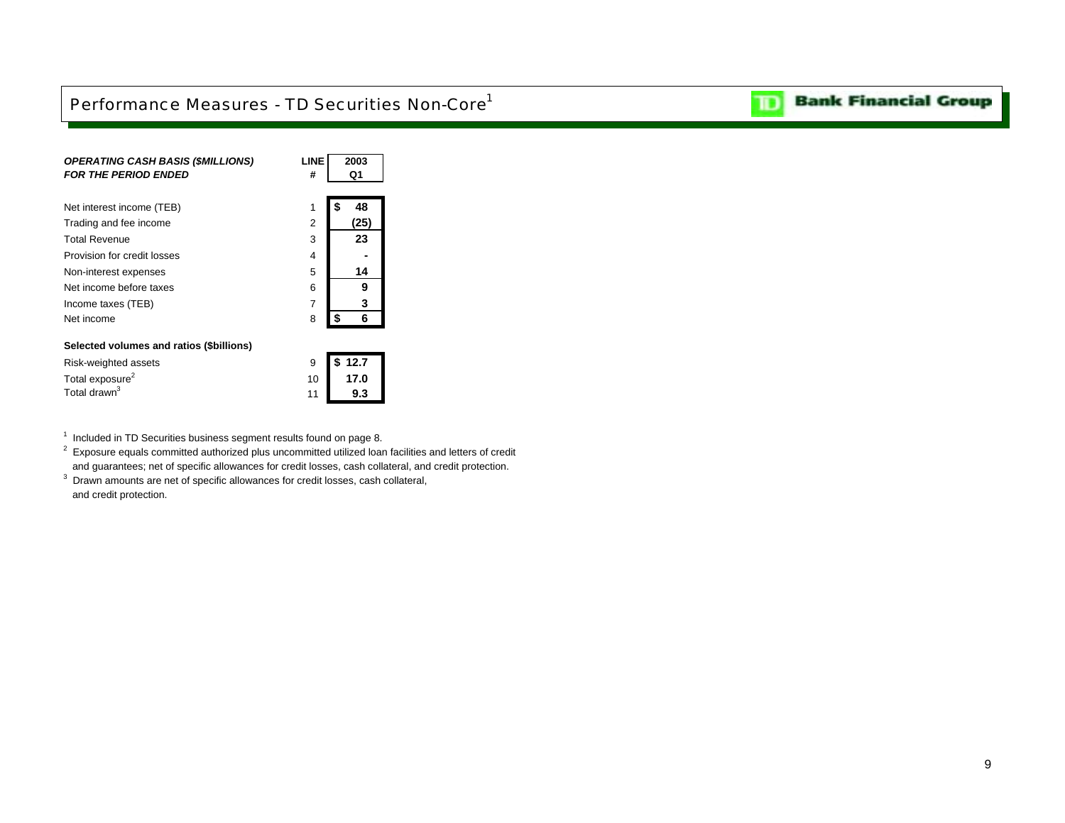# Performance Measures - TD Securities Non-Core[1]

| *OPERATING CASH BASIS ($MILLIONS)* *FOR THE PERIOD ENDED* | LINE # | 2003 Q1 |
|---|---|---|
| Net interest income (TEB) | 1 | $ 48 |
| Trading and fee income | 2 | (25) |
| Total Revenue | 3 | 23 |
| Provision for credit losses | 4 | - |
| Non-interest expenses | 5 | 14 |
| Net income before taxes | 6 | 9 |
| Income taxes (TEB) | 7 | 3 |
| Net income | 8 | $ 6 |
| **Selected volumes and ratios ($billions)** | | |
| Risk-weighted assets | 9 | $ 12.7 |
| Total exposure[2] | 10 | 17.0 |
| Total drawn[3] | 11 | 9.3 |

[1] Included in TD Securities business segment results found on page 8.

[2] Exposure equals committed authorized plus uncommitted utilized loan facilities and letters of credit and guarantees; net of specific allowances for credit losses, cash collateral, and credit protection.

[3] Drawn amounts are net of specific allowances for credit losses, cash collateral, and credit protection.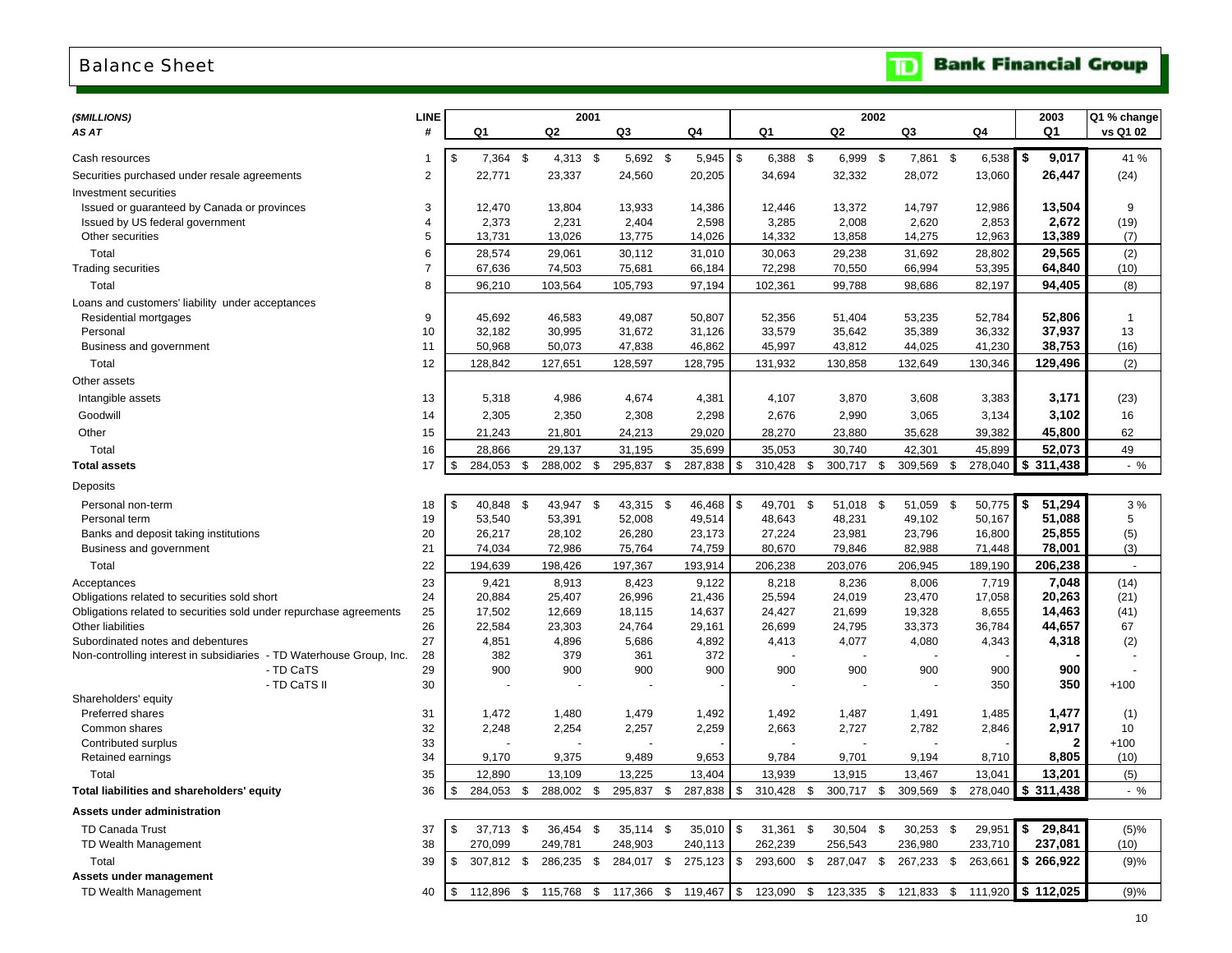# Balance Sheet

TD Bank Financial Group

| *($MILLIONS)* *AS AT* | LINE # | 2001 Q1 | 2001 Q2 | 2001 Q3 | 2001 Q4 | 2002 Q1 | 2002 Q2 | 2002 Q3 | 2002 Q4 | 2003 Q1 | Q1 % change vs Q1 02 |
|---|---|---|---|---|---|---|---|---|---|---|---|
| Cash resources | 1 | $ 7,364 | $ 4,313 | $ 5,692 | $ 5,945 | $ 6,388 | $ 6,999 | $ 7,861 | $ 6,538 | **$ 9,017** | 41 % |
| Securities purchased under resale agreements | 2 | 22,771 | 23,337 | 24,560 | 20,205 | 34,694 | 32,332 | 28,072 | 13,060 | **26,447** | (24) |
| Investment securities | | | | | | | | | | | |
| Issued or guaranteed by Canada or provinces | 3 | 12,470 | 13,804 | 13,933 | 14,386 | 12,446 | 13,372 | 14,797 | 12,986 | **13,504** | 9 |
| Issued by US federal government | 4 | 2,373 | 2,231 | 2,404 | 2,598 | 3,285 | 2,008 | 2,620 | 2,853 | **2,672** | (19) |
| Other securities | 5 | 13,731 | 13,026 | 13,775 | 14,026 | 14,332 | 13,858 | 14,275 | 12,963 | **13,389** | (7) |
| Total | 6 | 28,574 | 29,061 | 30,112 | 31,010 | 30,063 | 29,238 | 31,692 | 28,802 | **29,565** | (2) |
| Trading securities | 7 | 67,636 | 74,503 | 75,681 | 66,184 | 72,298 | 70,550 | 66,994 | 53,395 | **64,840** | (10) |
| Total | 8 | 96,210 | 103,564 | 105,793 | 97,194 | 102,361 | 99,788 | 98,686 | 82,197 | **94,405** | (8) |
| Loans and customers' liability under acceptances | | | | | | | | | | | |
| Residential mortgages | 9 | 45,692 | 46,583 | 49,087 | 50,807 | 52,356 | 51,404 | 53,235 | 52,784 | **52,806** | 1 |
| Personal | 10 | 32,182 | 30,995 | 31,672 | 31,126 | 33,579 | 35,642 | 35,389 | 36,332 | **37,937** | 13 |
| Business and government | 11 | 50,968 | 50,073 | 47,838 | 46,862 | 45,997 | 43,812 | 44,025 | 41,230 | **38,753** | (16) |
| Total | 12 | 128,842 | 127,651 | 128,597 | 128,795 | 131,932 | 130,858 | 132,649 | 130,346 | **129,496** | (2) |
| Other assets | | | | | | | | | | | |
| Intangible assets | 13 | 5,318 | 4,986 | 4,674 | 4,381 | 4,107 | 3,870 | 3,608 | 3,383 | **3,171** | (23) |
| Goodwill | 14 | 2,305 | 2,350 | 2,308 | 2,298 | 2,676 | 2,990 | 3,065 | 3,134 | **3,102** | 16 |
| Other | 15 | 21,243 | 21,801 | 24,213 | 29,020 | 28,270 | 23,880 | 35,628 | 39,382 | **45,800** | 62 |
| Total | 16 | 28,866 | 29,137 | 31,195 | 35,699 | 35,053 | 30,740 | 42,301 | 45,899 | **52,073** | 49 |
| **Total assets** | 17 | $ 284,053 | $ 288,002 | $ 295,837 | $ 287,838 | $ 310,428 | $ 300,717 | $ 309,569 | $ 278,040 | **$ 311,438** | - % |
| Deposits | | | | | | | | | | | |
| Personal non-term | 18 | $ 40,848 | $ 43,947 | $ 43,315 | $ 46,468 | $ 49,701 | $ 51,018 | $ 51,059 | $ 50,775 | **$ 51,294** | 3 % |
| Personal term | 19 | 53,540 | 53,391 | 52,008 | 49,514 | 48,643 | 48,231 | 49,102 | 50,167 | **51,088** | 5 |
| Banks and deposit taking institutions | 20 | 26,217 | 28,102 | 26,280 | 23,173 | 27,224 | 23,981 | 23,796 | 16,800 | **25,855** | (5) |
| Business and government | 21 | 74,034 | 72,986 | 75,764 | 74,759 | 80,670 | 79,846 | 82,988 | 71,448 | **78,001** | (3) |
| Total | 22 | 194,639 | 198,426 | 197,367 | 193,914 | 206,238 | 203,076 | 206,945 | 189,190 | **206,238** | - |
| Acceptances | 23 | 9,421 | 8,913 | 8,423 | 9,122 | 8,218 | 8,236 | 8,006 | 7,719 | **7,048** | (14) |
| Obligations related to securities sold short | 24 | 20,884 | 25,407 | 26,996 | 21,436 | 25,594 | 24,019 | 23,470 | 17,058 | **20,263** | (21) |
| Obligations related to securities sold under repurchase agreements | 25 | 17,502 | 12,669 | 18,115 | 14,637 | 24,427 | 21,699 | 19,328 | 8,655 | **14,463** | (41) |
| Other liabilities | 26 | 22,584 | 23,303 | 24,764 | 29,161 | 26,699 | 24,795 | 33,373 | 36,784 | **44,657** | 67 |
| Subordinated notes and debentures | 27 | 4,851 | 4,896 | 5,686 | 4,892 | 4,413 | 4,077 | 4,080 | 4,343 | **4,318** | (2) |
| Non-controlling interest in subsidiaries - TD Waterhouse Group, Inc. | 28 | 382 | 379 | 361 | 372 | - | - | - | - | **-** | - |
| - TD CaTS | 29 | 900 | 900 | 900 | 900 | 900 | 900 | 900 | 900 | **900** | - |
| - TD CaTS II | 30 | - | - | - | - | - | - | - | 350 | **350** | +100 |
| Shareholders' equity | | | | | | | | | | | |
| Preferred shares | 31 | 1,472 | 1,480 | 1,479 | 1,492 | 1,492 | 1,487 | 1,491 | 1,485 | **1,477** | (1) |
| Common shares | 32 | 2,248 | 2,254 | 2,257 | 2,259 | 2,663 | 2,727 | 2,782 | 2,846 | **2,917** | 10 |
| Contributed surplus | 33 | - | - | - | - | - | - | - | - | **2** | +100 |
| Retained earnings | 34 | 9,170 | 9,375 | 9,489 | 9,653 | 9,784 | 9,701 | 9,194 | 8,710 | **8,805** | (10) |
| Total | 35 | 12,890 | 13,109 | 13,225 | 13,404 | 13,939 | 13,915 | 13,467 | 13,041 | **13,201** | (5) |
| **Total liabilities and shareholders' equity** | 36 | $ 284,053 | $ 288,002 | $ 295,837 | $ 287,838 | $ 310,428 | $ 300,717 | $ 309,569 | $ 278,040 | **$ 311,438** | - % |
| **Assets under administration** | | | | | | | | | | | |
| TD Canada Trust | 37 | $ 37,713 | $ 36,454 | $ 35,114 | $ 35,010 | $ 31,361 | $ 30,504 | $ 30,253 | $ 29,951 | **$ 29,841** | (5)% |
| TD Wealth Management | 38 | 270,099 | 249,781 | 248,903 | 240,113 | 262,239 | 256,543 | 236,980 | 233,710 | **237,081** | (10) |
| Total | 39 | $ 307,812 | $ 286,235 | $ 284,017 | $ 275,123 | $ 293,600 | $ 287,047 | $ 267,233 | $ 263,661 | **$ 266,922** | (9)% |
| **Assets under management** | | | | | | | | | | | |
| TD Wealth Management | 40 | $ 112,896 | $ 115,768 | $ 117,366 | $ 119,467 | $ 123,090 | $ 123,335 | $ 121,833 | $ 111,920 | **$ 112,025** | (9)% |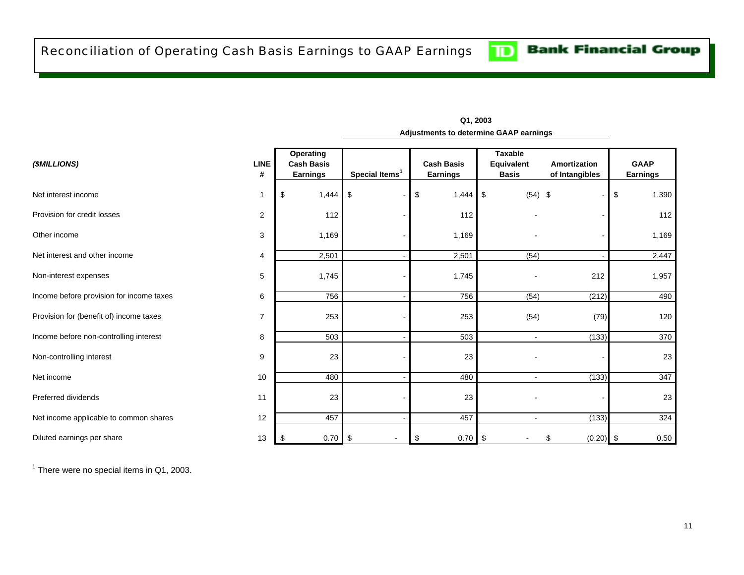# Reconciliation of Operating Cash Basis Earnings to GAAP Earnings

**TD Bank Financial Group**

| ($MILLIONS) | LINE # | Operating Cash Basis Earnings | Special Items[1] | Cash Basis Earnings | Taxable Equivalent Basis | Amortization of Intangibles | GAAP Earnings |
|---|---|---|---|---|---|---|---|
| | | | **Q1, 2003** | | | | |
| | | | **Adjustments to determine GAAP earnings** | | | | |
| Net interest income | 1 | $ 1,444 | $ - | $ 1,444 | $ (54) | $ - | $ 1,390 |
| Provision for credit losses | 2 | 112 | - | 112 | - | - | 112 |
| Other income | 3 | 1,169 | - | 1,169 | - | - | 1,169 |
| Net interest and other income | 4 | 2,501 | - | 2,501 | (54) | - | 2,447 |
| Non-interest expenses | 5 | 1,745 | - | 1,745 | - | 212 | 1,957 |
| Income before provision for income taxes | 6 | 756 | - | 756 | (54) | (212) | 490 |
| Provision for (benefit of) income taxes | 7 | 253 | - | 253 | (54) | (79) | 120 |
| Income before non-controlling interest | 8 | 503 | - | 503 | - | (133) | 370 |
| Non-controlling interest | 9 | 23 | - | 23 | - | - | 23 |
| Net income | 10 | 480 | - | 480 | - | (133) | 347 |
| Preferred dividends | 11 | 23 | - | 23 | - | - | 23 |
| Net income applicable to common shares | 12 | 457 | - | 457 | - | (133) | 324 |
| Diluted earnings per share | 13 | $ 0.70 | $ - | $ 0.70 | $ - | $ (0.20) | $ 0.50 |

[1] There were no special items in Q1, 2003.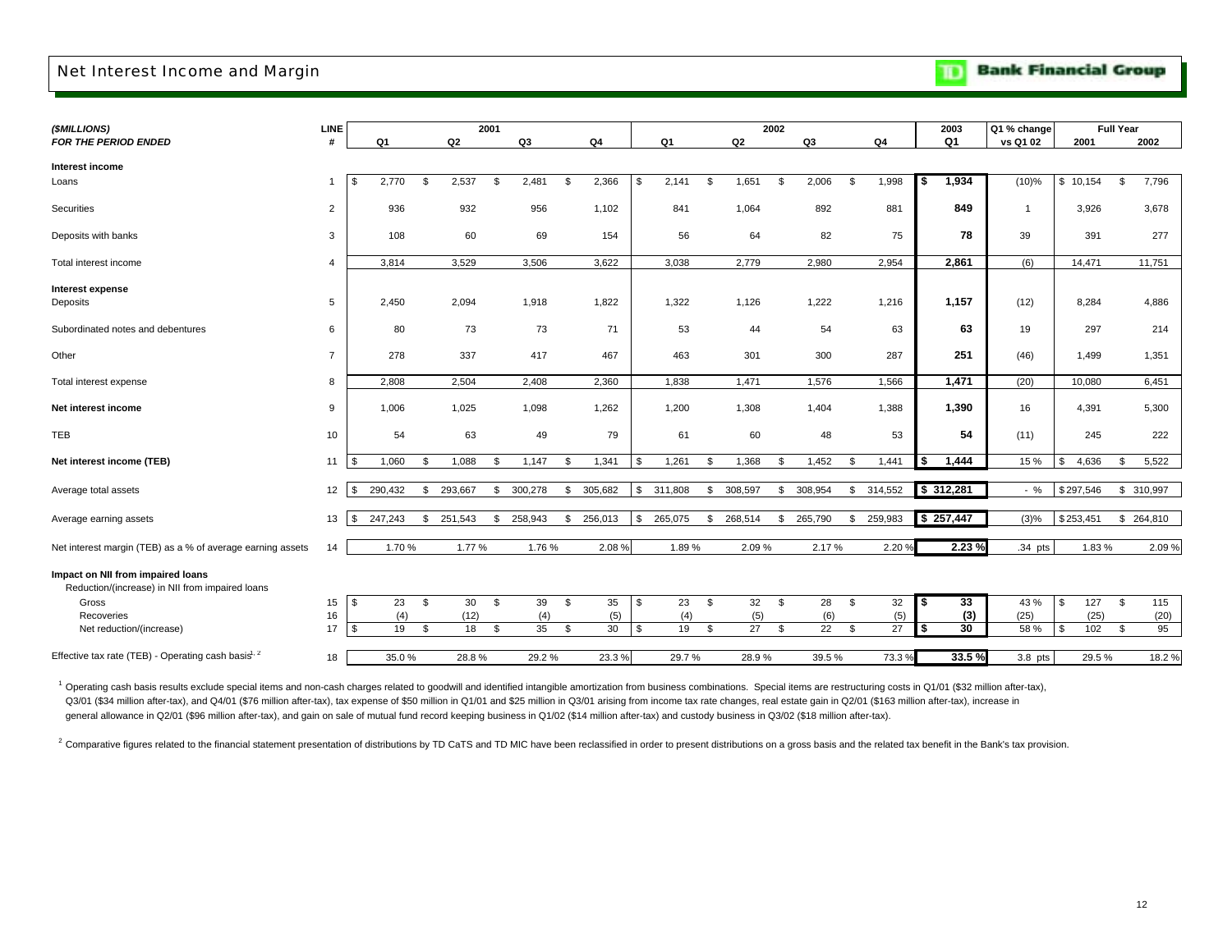# Net Interest Income and Margin

TD Bank Financial Group

| *($MILLIONS)* *FOR THE PERIOD ENDED* | LINE # | 2001 Q1 | 2001 Q2 | 2001 Q3 | 2001 Q4 | 2002 Q1 | 2002 Q2 | 2002 Q3 | 2002 Q4 | 2003 Q1 | Q1 % change vs Q1 02 | Full Year 2001 | Full Year 2002 |
|---|---|---|---|---|---|---|---|---|---|---|---|---|---|
| **Interest income** | | | | | | | | | | | | | |
| Loans | 1 | $ 2,770 | $ 2,537 | $ 2,481 | $ 2,366 | $ 2,141 | $ 1,651 | $ 2,006 | $ 1,998 | **$ 1,934** | (10)% | $ 10,154 | $ 7,796 |
| Securities | 2 | 936 | 932 | 956 | 1,102 | 841 | 1,064 | 892 | 881 | **849** | 1 | 3,926 | 3,678 |
| Deposits with banks | 3 | 108 | 60 | 69 | 154 | 56 | 64 | 82 | 75 | **78** | 39 | 391 | 277 |
| Total interest income | 4 | 3,814 | 3,529 | 3,506 | 3,622 | 3,038 | 2,779 | 2,980 | 2,954 | **2,861** | (6) | 14,471 | 11,751 |
| **Interest expense** | | | | | | | | | | | | | |
| Deposits | 5 | 2,450 | 2,094 | 1,918 | 1,822 | 1,322 | 1,126 | 1,222 | 1,216 | **1,157** | (12) | 8,284 | 4,886 |
| Subordinated notes and debentures | 6 | 80 | 73 | 73 | 71 | 53 | 44 | 54 | 63 | **63** | 19 | 297 | 214 |
| Other | 7 | 278 | 337 | 417 | 467 | 463 | 301 | 300 | 287 | **251** | (46) | 1,499 | 1,351 |
| Total interest expense | 8 | 2,808 | 2,504 | 2,408 | 2,360 | 1,838 | 1,471 | 1,576 | 1,566 | **1,471** | (20) | 10,080 | 6,451 |
| **Net interest income** | 9 | 1,006 | 1,025 | 1,098 | 1,262 | 1,200 | 1,308 | 1,404 | 1,388 | **1,390** | 16 | 4,391 | 5,300 |
| TEB | 10 | 54 | 63 | 49 | 79 | 61 | 60 | 48 | 53 | **54** | (11) | 245 | 222 |
| **Net interest income (TEB)** | 11 | $ 1,060 | $ 1,088 | $ 1,147 | $ 1,341 | $ 1,261 | $ 1,368 | $ 1,452 | $ 1,441 | **$ 1,444** | 15 % | $ 4,636 | $ 5,522 |
| Average total assets | 12 | $ 290,432 | $ 293,667 | $ 300,278 | $ 305,682 | $ 311,808 | $ 308,597 | $ 308,954 | $ 314,552 | **$ 312,281** | - % | $ 297,546 | $ 310,997 |
| Average earning assets | 13 | $ 247,243 | $ 251,543 | $ 258,943 | $ 256,013 | $ 265,075 | $ 268,514 | $ 265,790 | $ 259,983 | **$ 257,447** | (3)% | $ 253,451 | $ 264,810 |
| Net interest margin (TEB) as a % of average earning assets | 14 | 1.70 % | 1.77 % | 1.76 % | 2.08 % | 1.89 % | 2.09 % | 2.17 % | 2.20 % | **2.23 %** | .34 pts | 1.83 % | 2.09 % |
| **Impact on NII from impaired loans** | | | | | | | | | | | | | |
| Reduction/(increase) in NII from impaired loans | | | | | | | | | | | | | |
| Gross | 15 | $ 23 | $ 30 | $ 39 | $ 35 | $ 23 | $ 32 | $ 28 | $ 32 | **$ 33** | 43 % | $ 127 | $ 115 |
| Recoveries | 16 | (4) | (12) | (4) | (5) | (4) | (5) | (6) | (5) | **(3)** | (25) | (25) | (20) |
| Net reduction/(increase) | 17 | $ 19 | $ 18 | $ 35 | $ 30 | $ 19 | $ 27 | $ 22 | $ 27 | **$ 30** | 58 % | $ 102 | $ 95 |
| Effective tax rate (TEB) - Operating cash basis[1, 2] | 18 | 35.0 % | 28.8 % | 29.2 % | 23.3 % | 29.7 % | 28.9 % | 39.5 % | 73.3 % | **33.5 %** | 3.8 pts | 29.5 % | 18.2 % |

[1] Operating cash basis results exclude special items and non-cash charges related to goodwill and identified intangible amortization from business combinations. Special items are restructuring costs in Q1/01 ($32 million after-tax), Q3/01 ($34 million after-tax), and Q4/01 ($76 million after-tax), tax expense of $50 million in Q1/01 and $25 million in Q3/01 arising from income tax rate changes, real estate gain in Q2/01 ($163 million after-tax), increase in general allowance in Q2/01 ($96 million after-tax), and gain on sale of mutual fund record keeping business in Q1/02 ($14 million after-tax) and custody business in Q3/02 ($18 million after-tax).

[2] Comparative figures related to the financial statement presentation of distributions by TD CaTS and TD MIC have been reclassified in order to present distributions on a gross basis and the related tax benefit in the Bank's tax provision.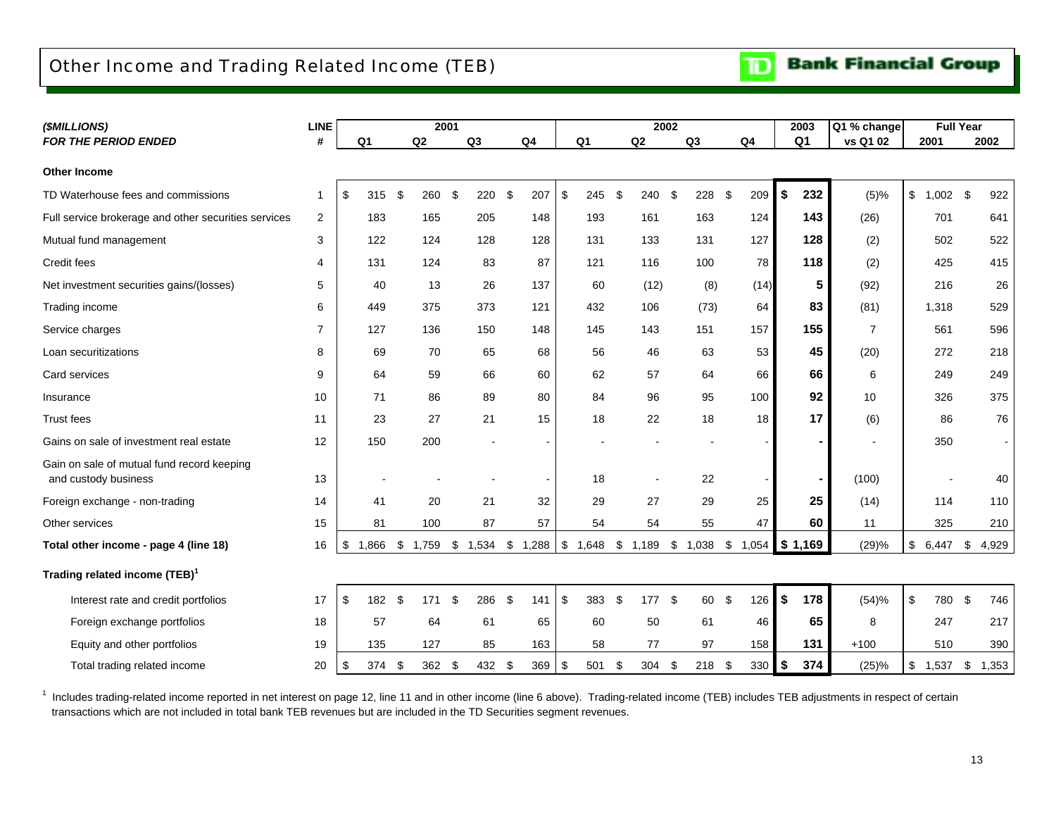# Other Income and Trading Related Income (TEB)

**TD Bank Financial Group**

| *($MILLIONS)* | LINE | 2001 | | | | 2002 | | | | 2003 | Q1 % change | Full Year | |
|---|---|---|---|---|---|---|---|---|---|---|---|---|---|
| ***FOR THE PERIOD ENDED*** | **#** | **Q1** | **Q2** | **Q3** | **Q4** | **Q1** | **Q2** | **Q3** | **Q4** | **Q1** | **vs Q1 02** | **2001** | **2002** |
| **Other Income** | | | | | | | | | | | | | |
| TD Waterhouse fees and commissions | 1 | $ 315 | $ 260 | $ 220 | $ 207 | $ 245 | $ 240 | $ 228 | $ 209 | **$ 232** | (5)% | $ 1,002 | $ 922 |
| Full service brokerage and other securities services | 2 | 183 | 165 | 205 | 148 | 193 | 161 | 163 | 124 | **143** | (26) | 701 | 641 |
| Mutual fund management | 3 | 122 | 124 | 128 | 128 | 131 | 133 | 131 | 127 | **128** | (2) | 502 | 522 |
| Credit fees | 4 | 131 | 124 | 83 | 87 | 121 | 116 | 100 | 78 | **118** | (2) | 425 | 415 |
| Net investment securities gains/(losses) | 5 | 40 | 13 | 26 | 137 | 60 | (12) | (8) | (14) | **5** | (92) | 216 | 26 |
| Trading income | 6 | 449 | 375 | 373 | 121 | 432 | 106 | (73) | 64 | **83** | (81) | 1,318 | 529 |
| Service charges | 7 | 127 | 136 | 150 | 148 | 145 | 143 | 151 | 157 | **155** | 7 | 561 | 596 |
| Loan securitizations | 8 | 69 | 70 | 65 | 68 | 56 | 46 | 63 | 53 | **45** | (20) | 272 | 218 |
| Card services | 9 | 64 | 59 | 66 | 60 | 62 | 57 | 64 | 66 | **66** | 6 | 249 | 249 |
| Insurance | 10 | 71 | 86 | 89 | 80 | 84 | 96 | 95 | 100 | **92** | 10 | 326 | 375 |
| Trust fees | 11 | 23 | 27 | 21 | 15 | 18 | 22 | 18 | 18 | **17** | (6) | 86 | 76 |
| Gains on sale of investment real estate | 12 | 150 | 200 | - | - | - | - | - | - | **-** | - | 350 | - |
| Gain on sale of mutual fund record keeping and custody business | 13 | - | - | - | - | 18 | - | 22 | - | **-** | (100) | - | 40 |
| Foreign exchange - non-trading | 14 | 41 | 20 | 21 | 32 | 29 | 27 | 29 | 25 | **25** | (14) | 114 | 110 |
| Other services | 15 | 81 | 100 | 87 | 57 | 54 | 54 | 55 | 47 | **60** | 11 | 325 | 210 |
| **Total other income - page 4 (line 18)** | 16 | $ 1,866 | $ 1,759 | $ 1,534 | $ 1,288 | $ 1,648 | $ 1,189 | $ 1,038 | $ 1,054 | **$ 1,169** | (29)% | $ 6,447 | $ 4,929 |
| **Trading related income (TEB)[1]** | | | | | | | | | | | | | |
| Interest rate and credit portfolios | 17 | $ 182 | $ 171 | $ 286 | $ 141 | $ 383 | $ 177 | $ 60 | $ 126 | **$ 178** | (54)% | $ 780 | $ 746 |
| Foreign exchange portfolios | 18 | 57 | 64 | 61 | 65 | 60 | 50 | 61 | 46 | **65** | 8 | 247 | 217 |
| Equity and other portfolios | 19 | 135 | 127 | 85 | 163 | 58 | 77 | 97 | 158 | **131** | +100 | 510 | 390 |
| Total trading related income | 20 | $ 374 | $ 362 | $ 432 | $ 369 | $ 501 | $ 304 | $ 218 | $ 330 | **$ 374** | (25)% | $ 1,537 | $ 1,353 |

[1] Includes trading-related income reported in net interest on page 12, line 11 and in other income (line 6 above). Trading-related income (TEB) includes TEB adjustments in respect of certain transactions which are not included in total bank TEB revenues but are included in the TD Securities segment revenues.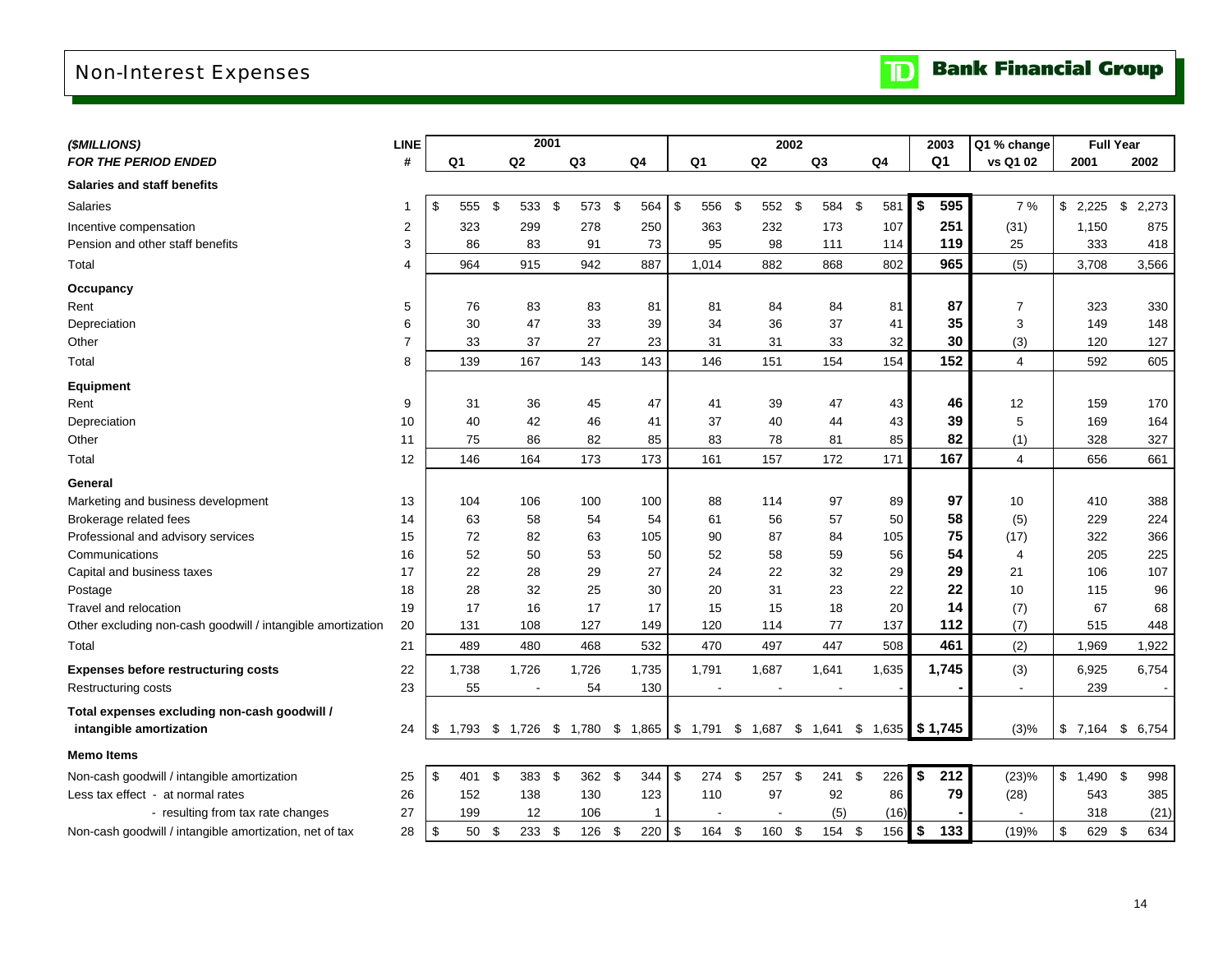# Non-Interest Expenses

**TD Bank Financial Group**

| *($MILLIONS)* | LINE | 2001 | | | | 2002 | | | | 2003 | Q1 % change | Full Year | |
|---|---|---|---|---|---|---|---|---|---|---|---|---|---|
| ***FOR THE PERIOD ENDED*** | **#** | **Q1** | **Q2** | **Q3** | **Q4** | **Q1** | **Q2** | **Q3** | **Q4** | **Q1** | **vs Q1 02** | **2001** | **2002** |
| **Salaries and staff benefits** | | | | | | | | | | | | | |
| Salaries | 1 | $ 555 | $ 533 | $ 573 | $ 564 | $ 556 | $ 552 | $ 584 | $ 581 | **$ 595** | 7 % | $ 2,225 | $ 2,273 |
| Incentive compensation | 2 | 323 | 299 | 278 | 250 | 363 | 232 | 173 | 107 | **251** | (31) | 1,150 | 875 |
| Pension and other staff benefits | 3 | 86 | 83 | 91 | 73 | 95 | 98 | 111 | 114 | **119** | 25 | 333 | 418 |
| Total | 4 | 964 | 915 | 942 | 887 | 1,014 | 882 | 868 | 802 | **965** | (5) | 3,708 | 3,566 |
| **Occupancy** | | | | | | | | | | | | | |
| Rent | 5 | 76 | 83 | 83 | 81 | 81 | 84 | 84 | 81 | **87** | 7 | 323 | 330 |
| Depreciation | 6 | 30 | 47 | 33 | 39 | 34 | 36 | 37 | 41 | **35** | 3 | 149 | 148 |
| Other | 7 | 33 | 37 | 27 | 23 | 31 | 31 | 33 | 32 | **30** | (3) | 120 | 127 |
| Total | 8 | 139 | 167 | 143 | 143 | 146 | 151 | 154 | 154 | **152** | 4 | 592 | 605 |
| **Equipment** | | | | | | | | | | | | | |
| Rent | 9 | 31 | 36 | 45 | 47 | 41 | 39 | 47 | 43 | **46** | 12 | 159 | 170 |
| Depreciation | 10 | 40 | 42 | 46 | 41 | 37 | 40 | 44 | 43 | **39** | 5 | 169 | 164 |
| Other | 11 | 75 | 86 | 82 | 85 | 83 | 78 | 81 | 85 | **82** | (1) | 328 | 327 |
| Total | 12 | 146 | 164 | 173 | 173 | 161 | 157 | 172 | 171 | **167** | 4 | 656 | 661 |
| **General** | | | | | | | | | | | | | |
| Marketing and business development | 13 | 104 | 106 | 100 | 100 | 88 | 114 | 97 | 89 | **97** | 10 | 410 | 388 |
| Brokerage related fees | 14 | 63 | 58 | 54 | 54 | 61 | 56 | 57 | 50 | **58** | (5) | 229 | 224 |
| Professional and advisory services | 15 | 72 | 82 | 63 | 105 | 90 | 87 | 84 | 105 | **75** | (17) | 322 | 366 |
| Communications | 16 | 52 | 50 | 53 | 50 | 52 | 58 | 59 | 56 | **54** | 4 | 205 | 225 |
| Capital and business taxes | 17 | 22 | 28 | 29 | 27 | 24 | 22 | 32 | 29 | **29** | 21 | 106 | 107 |
| Postage | 18 | 28 | 32 | 25 | 30 | 20 | 31 | 23 | 22 | **22** | 10 | 115 | 96 |
| Travel and relocation | 19 | 17 | 16 | 17 | 17 | 15 | 15 | 18 | 20 | **14** | (7) | 67 | 68 |
| Other excluding non-cash goodwill / intangible amortization | 20 | 131 | 108 | 127 | 149 | 120 | 114 | 77 | 137 | **112** | (7) | 515 | 448 |
| Total | 21 | 489 | 480 | 468 | 532 | 470 | 497 | 447 | 508 | **461** | (2) | 1,969 | 1,922 |
| **Expenses before restructuring costs** | 22 | 1,738 | 1,726 | 1,726 | 1,735 | 1,791 | 1,687 | 1,641 | 1,635 | **1,745** | (3) | 6,925 | 6,754 |
| Restructuring costs | 23 | 55 | - | 54 | 130 | - | - | - | - | **-** | - | 239 | - |
| **Total expenses excluding non-cash goodwill / intangible amortization** | 24 | $ 1,793 | $ 1,726 | $ 1,780 | $ 1,865 | $ 1,791 | $ 1,687 | $ 1,641 | $ 1,635 | **$ 1,745** | (3)% | $ 7,164 | $ 6,754 |
| **Memo Items** | | | | | | | | | | | | | |
| Non-cash goodwill / intangible amortization | 25 | $ 401 | $ 383 | $ 362 | $ 344 | $ 274 | $ 257 | $ 241 | $ 226 | **$ 212** | (23)% | $ 1,490 | $ 998 |
| Less tax effect - at normal rates | 26 | 152 | 138 | 130 | 123 | 110 | 97 | 92 | 86 | **79** | (28) | 543 | 385 |
| - resulting from tax rate changes | 27 | 199 | 12 | 106 | 1 | - | - | (5) | (16) | **-** | - | 318 | (21) |
| Non-cash goodwill / intangible amortization, net of tax | 28 | $ 50 | $ 233 | $ 126 | $ 220 | $ 164 | $ 160 | $ 154 | $ 156 | **$ 133** | (19)% | $ 629 | $ 634 |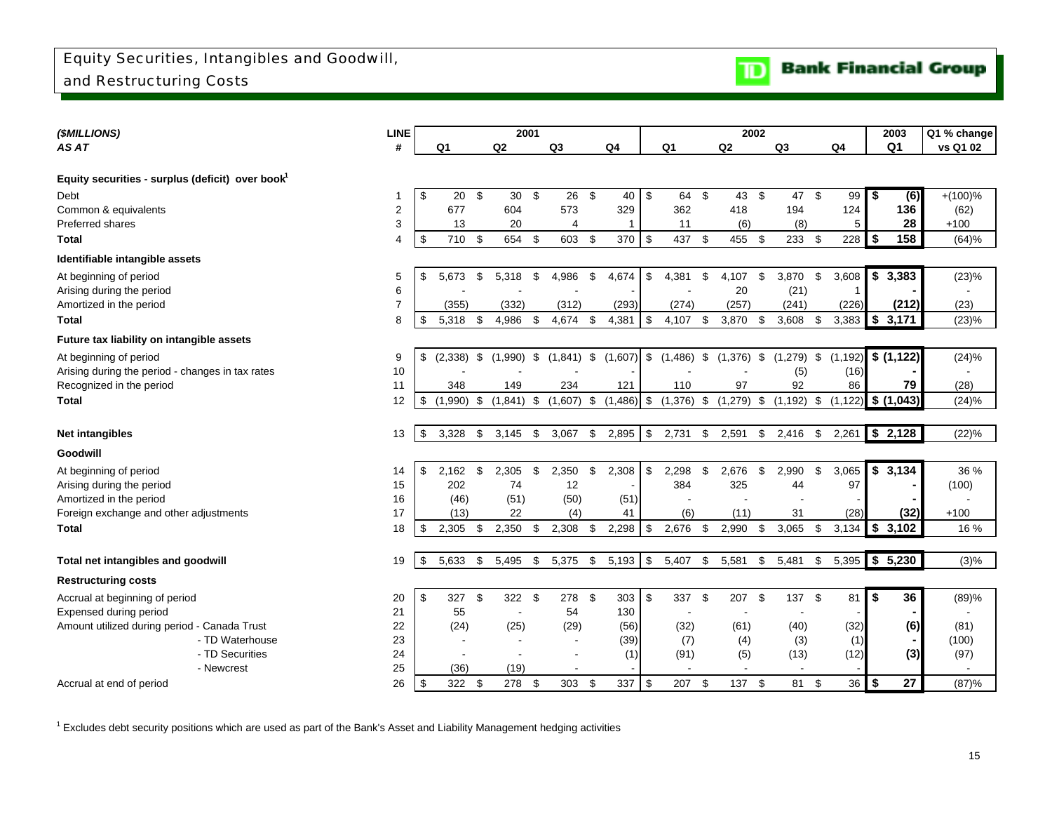# Equity Securities, Intangibles and Goodwill, and Restructuring Costs

TD Bank Financial Group

| ($MILLIONS) AS AT | LINE # | 2001 Q1 | 2001 Q2 | 2001 Q3 | 2001 Q4 | 2002 Q1 | 2002 Q2 | 2002 Q3 | 2002 Q4 | 2003 Q1 | Q1 % change vs Q1 02 |
|---|---|---|---|---|---|---|---|---|---|---|---|
| **Equity securities - surplus (deficit) over book[1]** | | | | | | | | | | | |
| Debt | 1 | $ 20 | $ 30 | $ 26 | $ 40 | $ 64 | $ 43 | $ 47 | $ 99 | **$ (6)** | +(100)% |
| Common & equivalents | 2 | 677 | 604 | 573 | 329 | 362 | 418 | 194 | 124 | **136** | (62) |
| Preferred shares | 3 | 13 | 20 | 4 | 1 | 11 | (6) | (8) | 5 | **28** | +100 |
| **Total** | 4 | $ 710 | $ 654 | $ 603 | $ 370 | $ 437 | $ 455 | $ 233 | $ 228 | **$ 158** | (64)% |
| **Identifiable intangible assets** | | | | | | | | | | | |
| At beginning of period | 5 | $ 5,673 | $ 5,318 | $ 4,986 | $ 4,674 | $ 4,381 | $ 4,107 | $ 3,870 | $ 3,608 | **$ 3,383** | (23)% |
| Arising during the period | 6 | - | - | - | - | - | 20 | (21) | 1 | **-** | - |
| Amortized in the period | 7 | (355) | (332) | (312) | (293) | (274) | (257) | (241) | (226) | **(212)** | (23) |
| **Total** | 8 | $ 5,318 | $ 4,986 | $ 4,674 | $ 4,381 | $ 4,107 | $ 3,870 | $ 3,608 | $ 3,383 | **$ 3,171** | (23)% |
| **Future tax liability on intangible assets** | | | | | | | | | | | |
| At beginning of period | 9 | $ (2,338) | $ (1,990) | $ (1,841) | $ (1,607) | $ (1,486) | $ (1,376) | $ (1,279) | $ (1,192) | **$ (1,122)** | (24)% |
| Arising during the period - changes in tax rates | 10 | - | - | - | - | - | - | (5) | (16) | **-** | - |
| Recognized in the period | 11 | 348 | 149 | 234 | 121 | 110 | 97 | 92 | 86 | **79** | (28) |
| **Total** | 12 | $ (1,990) | $ (1,841) | $ (1,607) | $ (1,486) | $ (1,376) | $ (1,279) | $ (1,192) | $ (1,122) | **$ (1,043)** | (24)% |
| **Net intangibles** | 13 | $ 3,328 | $ 3,145 | $ 3,067 | $ 2,895 | $ 2,731 | $ 2,591 | $ 2,416 | $ 2,261 | **$ 2,128** | (22)% |
| **Goodwill** | | | | | | | | | | | |
| At beginning of period | 14 | $ 2,162 | $ 2,305 | $ 2,350 | $ 2,308 | $ 2,298 | $ 2,676 | $ 2,990 | $ 3,065 | **$ 3,134** | 36 % |
| Arising during the period | 15 | 202 | 74 | 12 | - | 384 | 325 | 44 | 97 | **-** | (100) |
| Amortized in the period | 16 | (46) | (51) | (50) | (51) | - | - | - | - | **-** | - |
| Foreign exchange and other adjustments | 17 | (13) | 22 | (4) | 41 | (6) | (11) | 31 | (28) | **(32)** | +100 |
| **Total** | 18 | $ 2,305 | $ 2,350 | $ 2,308 | $ 2,298 | $ 2,676 | $ 2,990 | $ 3,065 | $ 3,134 | **$ 3,102** | 16 % |
| **Total net intangibles and goodwill** | 19 | $ 5,633 | $ 5,495 | $ 5,375 | $ 5,193 | $ 5,407 | $ 5,581 | $ 5,481 | $ 5,395 | **$ 5,230** | (3)% |
| **Restructuring costs** | | | | | | | | | | | |
| Accrual at beginning of period | 20 | $ 327 | $ 322 | $ 278 | $ 303 | $ 337 | $ 207 | $ 137 | $ 81 | **$ 36** | (89)% |
| Expensed during period | 21 | 55 | - | 54 | 130 | - | - | - | - | **-** | - |
| Amount utilized during period - Canada Trust | 22 | (24) | (25) | (29) | (56) | (32) | (61) | (40) | (32) | **(6)** | (81) |
| - TD Waterhouse | 23 | - | - | - | (39) | (7) | (4) | (3) | (1) | **-** | (100) |
| - TD Securities | 24 | - | - | - | (1) | (91) | (5) | (13) | (12) | **(3)** | (97) |
| - Newcrest | 25 | (36) | (19) | - | - | - | - | - | - | | - |
| Accrual at end of period | 26 | $ 322 | $ 278 | $ 303 | $ 337 | $ 207 | $ 137 | $ 81 | $ 36 | **$ 27** | (87)% |

[1] Excludes debt security positions which are used as part of the Bank's Asset and Liability Management hedging activities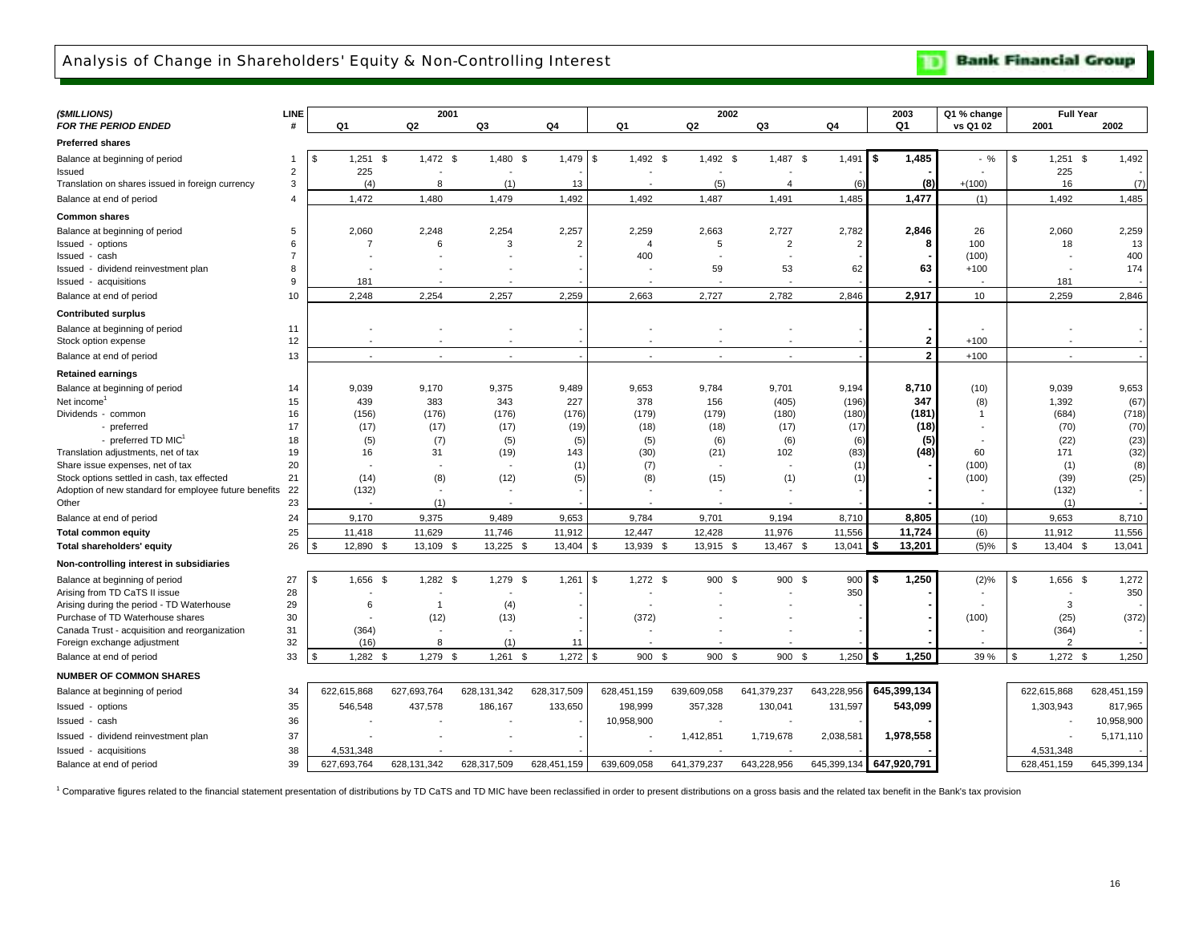# Analysis of Change in Shareholders' Equity & Non-Controlling Interest

**TD Bank Financial Group**

| *($MILLIONS)* *FOR THE PERIOD ENDED* | LINE # | 2001 Q1 | 2001 Q2 | 2001 Q3 | 2001 Q4 | 2002 Q1 | 2002 Q2 | 2002 Q3 | 2002 Q4 | 2003 Q1 | Q1 % change vs Q1 02 | Full Year 2001 | Full Year 2002 |
|---|---|---|---|---|---|---|---|---|---|---|---|---|---|
| **Preferred shares** | | | | | | | | | | | | | |
| Balance at beginning of period | 1 | $ 1,251 | $ 1,472 | $ 1,480 | $ 1,479 | $ 1,492 | $ 1,492 | $ 1,487 | $ 1,491 | **$ 1,485** | - % | $ 1,251 | $ 1,492 |
| Issued | 2 | 225 | - | - | - | - | - | - | - | **-** | - | 225 | - |
| Translation on shares issued in foreign currency | 3 | (4) | 8 | (1) | 13 | - | (5) | 4 | (6) | **(8)** | +(100) | 16 | (7) |
| Balance at end of period | 4 | 1,472 | 1,480 | 1,479 | 1,492 | 1,492 | 1,487 | 1,491 | 1,485 | **1,477** | (1) | 1,492 | 1,485 |
| **Common shares** | | | | | | | | | | | | | |
| Balance at beginning of period | 5 | 2,060 | 2,248 | 2,254 | 2,257 | 2,259 | 2,663 | 2,727 | 2,782 | **2,846** | 26 | 2,060 | 2,259 |
| Issued - options | 6 | 7 | 6 | 3 | 2 | 4 | 5 | 2 | 2 | **8** | 100 | 18 | 13 |
| Issued - cash | 7 | - | - | - | - | 400 | - | - | - | **-** | (100) | - | 400 |
| Issued - dividend reinvestment plan | 8 | - | - | - | - | - | 59 | 53 | 62 | **63** | +100 | - | 174 |
| Issued - acquisitions | 9 | 181 | - | - | - | - | - | - | - | **-** | - | 181 | - |
| Balance at end of period | 10 | 2,248 | 2,254 | 2,257 | 2,259 | 2,663 | 2,727 | 2,782 | 2,846 | **2,917** | 10 | 2,259 | 2,846 |
| **Contributed surplus** | | | | | | | | | | | | | |
| Balance at beginning of period | 11 | - | - | - | - | - | - | - | - | **-** | - | - | - |
| Stock option expense | 12 | - | - | - | - | - | - | - | - | **2** | +100 | - | - |
| Balance at end of period | 13 | - | - | - | - | - | - | - | - | **2** | +100 | - | - |
| **Retained earnings** | | | | | | | | | | | | | |
| Balance at beginning of period | 14 | 9,039 | 9,170 | 9,375 | 9,489 | 9,653 | 9,784 | 9,701 | 9,194 | **8,710** | (10) | 9,039 | 9,653 |
| Net income[1] | 15 | 439 | 383 | 343 | 227 | 378 | 156 | (405) | (196) | **347** | (8) | 1,392 | (67) |
| Dividends - common | 16 | (156) | (176) | (176) | (176) | (179) | (179) | (180) | (180) | **(181)** | 1 | (684) | (718) |
| - preferred | 17 | (17) | (17) | (17) | (19) | (18) | (18) | (17) | (17) | **(18)** | - | (70) | (70) |
| - preferred TD MIC[1] | 18 | (5) | (7) | (5) | (5) | (5) | (6) | (6) | (6) | **(5)** | - | (22) | (23) |
| Translation adjustments, net of tax | 19 | 16 | 31 | (19) | 143 | (30) | (21) | 102 | (83) | **(48)** | 60 | 171 | (32) |
| Share issue expenses, net of tax | 20 | - | - | - | (1) | (7) | - | - | (1) | **-** | (100) | (1) | (8) |
| Stock options settled in cash, tax effected | 21 | (14) | (8) | (12) | (5) | (8) | (15) | (1) | (1) | **-** | (100) | (39) | (25) |
| Adoption of new standard for employee future benefits | 22 | (132) | - | - | - | - | - | - | - | **-** | - | (132) | - |
| Other | 23 | - | (1) | - | - | - | - | - | - | **-** | - | (1) | - |
| Balance at end of period | 24 | 9,170 | 9,375 | 9,489 | 9,653 | 9,784 | 9,701 | 9,194 | 8,710 | **8,805** | (10) | 9,653 | 8,710 |
| **Total common equity** | 25 | 11,418 | 11,629 | 11,746 | 11,912 | 12,447 | 12,428 | 11,976 | 11,556 | **11,724** | (6) | 11,912 | 11,556 |
| **Total shareholders' equity** | 26 | $ 12,890 | $ 13,109 | $ 13,225 | $ 13,404 | $ 13,939 | $ 13,915 | $ 13,467 | $ 13,041 | **$ 13,201** | (5)% | $ 13,404 | $ 13,041 |
| **Non-controlling interest in subsidiaries** | | | | | | | | | | | | | |
| Balance at beginning of period | 27 | $ 1,656 | $ 1,282 | $ 1,279 | $ 1,261 | $ 1,272 | $ 900 | $ 900 | $ 900 | **$ 1,250** | (2)% | $ 1,656 | $ 1,272 |
| Arising from TD CaTS II issue | 28 | - | - | - | - | - | - | - | 350 | **-** | - | - | 350 |
| Arising during the period - TD Waterhouse | 29 | 6 | 1 | (4) | - | - | - | - | - | **-** | - | 3 | - |
| Purchase of TD Waterhouse shares | 30 | - | (12) | (13) | - | (372) | - | - | - | **-** | (100) | (25) | (372) |
| Canada Trust - acquisition and reorganization | 31 | (364) | - | - | - | - | - | - | - | **-** | - | (364) | - |
| Foreign exchange adjustment | 32 | (16) | 8 | (1) | 11 | - | - | - | - | **-** | - | 2 | - |
| Balance at end of period | 33 | $ 1,282 | $ 1,279 | $ 1,261 | $ 1,272 | $ 900 | $ 900 | $ 900 | $ 1,250 | **$ 1,250** | 39 % | $ 1,272 | $ 1,250 |
| **NUMBER OF COMMON SHARES** | | | | | | | | | | | | | |
| Balance at beginning of period | 34 | 622,615,868 | 627,693,764 | 628,131,342 | 628,317,509 | 628,451,159 | 639,609,058 | 641,379,237 | 643,228,956 | **645,399,134** | | 622,615,868 | 628,451,159 |
| Issued - options | 35 | 546,548 | 437,578 | 186,167 | 133,650 | 198,999 | 357,328 | 130,041 | 131,597 | **543,099** | | 1,303,943 | 817,965 |
| Issued - cash | 36 | - | - | - | - | 10,958,900 | - | - | - | **-** | | - | 10,958,900 |
| Issued - dividend reinvestment plan | 37 | - | - | - | - | - | 1,412,851 | 1,719,678 | 2,038,581 | **1,978,558** | | - | 5,171,110 |
| Issued - acquisitions | 38 | 4,531,348 | - | - | - | - | - | - | - | **-** | | 4,531,348 | - |
| Balance at end of period | 39 | 627,693,764 | 628,131,342 | 628,317,509 | 628,451,159 | 639,609,058 | 641,379,237 | 643,228,956 | 645,399,134 | **647,920,791** | | 628,451,159 | 645,399,134 |

[1] Comparative figures related to the financial statement presentation of distributions by TD CaTS and TD MIC have been reclassified in order to present distributions on a gross basis and the related tax benefit in the Bank's tax provision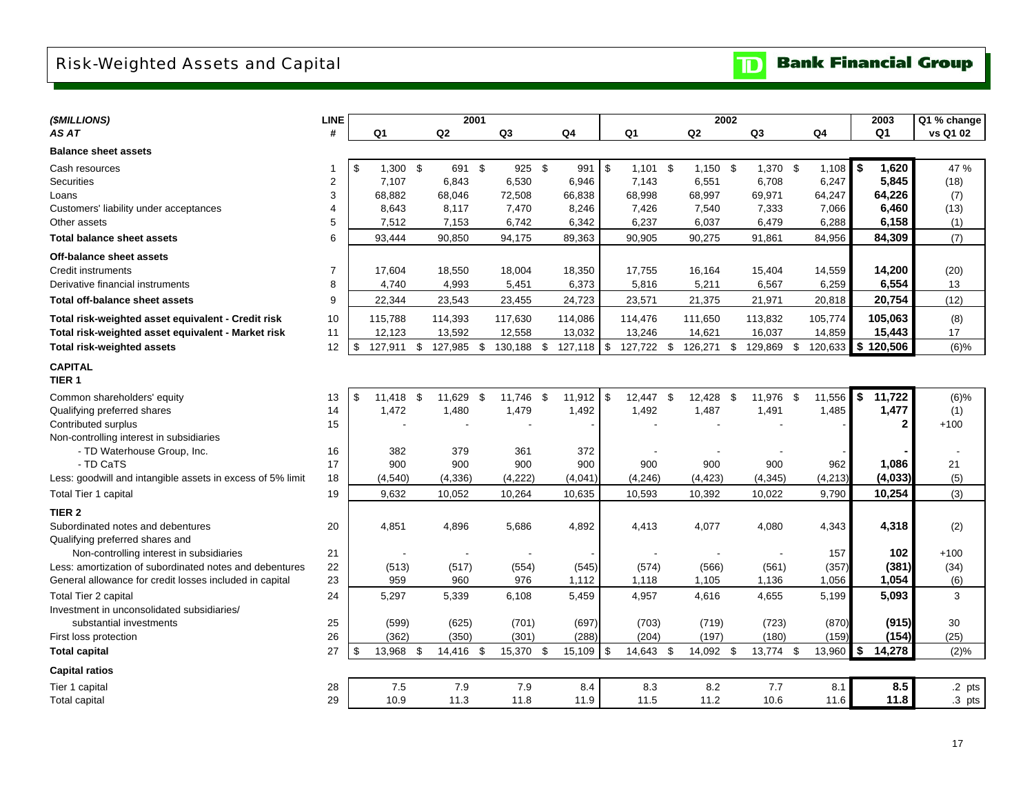# Risk-Weighted Assets and Capital

TD Bank Financial Group

| ($MILLIONS) AS AT | LINE # | 2001 Q1 | 2001 Q2 | 2001 Q3 | 2001 Q4 | 2002 Q1 | 2002 Q2 | 2002 Q3 | 2002 Q4 | 2003 Q1 | Q1 % change vs Q1 02 |
|---|---|---|---|---|---|---|---|---|---|---|---|
| **Balance sheet assets** | | | | | | | | | | | |
| Cash resources | 1 | $ 1,300 | $ 691 | $ 925 | $ 991 | $ 1,101 | $ 1,150 | $ 1,370 | $ 1,108 | **$ 1,620** | 47 % |
| Securities | 2 | 7,107 | 6,843 | 6,530 | 6,946 | 7,143 | 6,551 | 6,708 | 6,247 | **5,845** | (18) |
| Loans | 3 | 68,882 | 68,046 | 72,508 | 66,838 | 68,998 | 68,997 | 69,971 | 64,247 | **64,226** | (7) |
| Customers' liability under acceptances | 4 | 8,643 | 8,117 | 7,470 | 8,246 | 7,426 | 7,540 | 7,333 | 7,066 | **6,460** | (13) |
| Other assets | 5 | 7,512 | 7,153 | 6,742 | 6,342 | 6,237 | 6,037 | 6,479 | 6,288 | **6,158** | (1) |
| **Total balance sheet assets** | 6 | 93,444 | 90,850 | 94,175 | 89,363 | 90,905 | 90,275 | 91,861 | 84,956 | **84,309** | (7) |
| **Off-balance sheet assets** | | | | | | | | | | | |
| Credit instruments | 7 | 17,604 | 18,550 | 18,004 | 18,350 | 17,755 | 16,164 | 15,404 | 14,559 | **14,200** | (20) |
| Derivative financial instruments | 8 | 4,740 | 4,993 | 5,451 | 6,373 | 5,816 | 5,211 | 6,567 | 6,259 | **6,554** | 13 |
| **Total off-balance sheet assets** | 9 | 22,344 | 23,543 | 23,455 | 24,723 | 23,571 | 21,375 | 21,971 | 20,818 | **20,754** | (12) |
| **Total risk-weighted asset equivalent - Credit risk** | 10 | 115,788 | 114,393 | 117,630 | 114,086 | 114,476 | 111,650 | 113,832 | 105,774 | **105,063** | (8) |
| **Total risk-weighted asset equivalent - Market risk** | 11 | 12,123 | 13,592 | 12,558 | 13,032 | 13,246 | 14,621 | 16,037 | 14,859 | **15,443** | 17 |
| **Total risk-weighted assets** | 12 | $ 127,911 | $ 127,985 | $ 130,188 | $ 127,118 | $ 127,722 | $ 126,271 | $ 129,869 | $ 120,633 | **$ 120,506** | (6)% |
| **CAPITAL** | | | | | | | | | | | |
| **TIER 1** | | | | | | | | | | | |
| Common shareholders' equity | 13 | $ 11,418 | $ 11,629 | $ 11,746 | $ 11,912 | $ 12,447 | $ 12,428 | $ 11,976 | $ 11,556 | **$ 11,722** | (6)% |
| Qualifying preferred shares | 14 | 1,472 | 1,480 | 1,479 | 1,492 | 1,492 | 1,487 | 1,491 | 1,485 | **1,477** | (1) |
| Contributed surplus | 15 | - | - | - | - | - | - | - | - | **2** | +100 |
| Non-controlling interest in subsidiaries | | | | | | | | | | | |
| - TD Waterhouse Group, Inc. | 16 | 382 | 379 | 361 | 372 | - | - | - | - | **-** | - |
| - TD CaTS | 17 | 900 | 900 | 900 | 900 | 900 | 900 | 900 | 962 | **1,086** | 21 |
| Less: goodwill and intangible assets in excess of 5% limit | 18 | (4,540) | (4,336) | (4,222) | (4,041) | (4,246) | (4,423) | (4,345) | (4,213) | **(4,033)** | (5) |
| Total Tier 1 capital | 19 | 9,632 | 10,052 | 10,264 | 10,635 | 10,593 | 10,392 | 10,022 | 9,790 | **10,254** | (3) |
| **TIER 2** | | | | | | | | | | | |
| Subordinated notes and debentures | 20 | 4,851 | 4,896 | 5,686 | 4,892 | 4,413 | 4,077 | 4,080 | 4,343 | **4,318** | (2) |
| Qualifying preferred shares and Non-controlling interest in subsidiaries | 21 | - | - | - | - | - | - | - | 157 | **102** | +100 |
| Less: amortization of subordinated notes and debentures | 22 | (513) | (517) | (554) | (545) | (574) | (566) | (561) | (357) | **(381)** | (34) |
| General allowance for credit losses included in capital | 23 | 959 | 960 | 976 | 1,112 | 1,118 | 1,105 | 1,136 | 1,056 | **1,054** | (6) |
| Total Tier 2 capital | 24 | 5,297 | 5,339 | 6,108 | 5,459 | 4,957 | 4,616 | 4,655 | 5,199 | **5,093** | 3 |
| Investment in unconsolidated subsidiaries/ substantial investments | 25 | (599) | (625) | (701) | (697) | (703) | (719) | (723) | (870) | **(915)** | 30 |
| First loss protection | 26 | (362) | (350) | (301) | (288) | (204) | (197) | (180) | (159) | **(154)** | (25) |
| **Total capital** | 27 | $ 13,968 | $ 14,416 | $ 15,370 | $ 15,109 | $ 14,643 | $ 14,092 | $ 13,774 | $ 13,960 | **$ 14,278** | (2)% |
| **Capital ratios** | | | | | | | | | | | |
| Tier 1 capital | 28 | 7.5 | 7.9 | 7.9 | 8.4 | 8.3 | 8.2 | 7.7 | 8.1 | **8.5** | .2 pts |
| Total capital | 29 | 10.9 | 11.3 | 11.8 | 11.9 | 11.5 | 11.2 | 10.6 | 11.6 | **11.8** | .3 pts |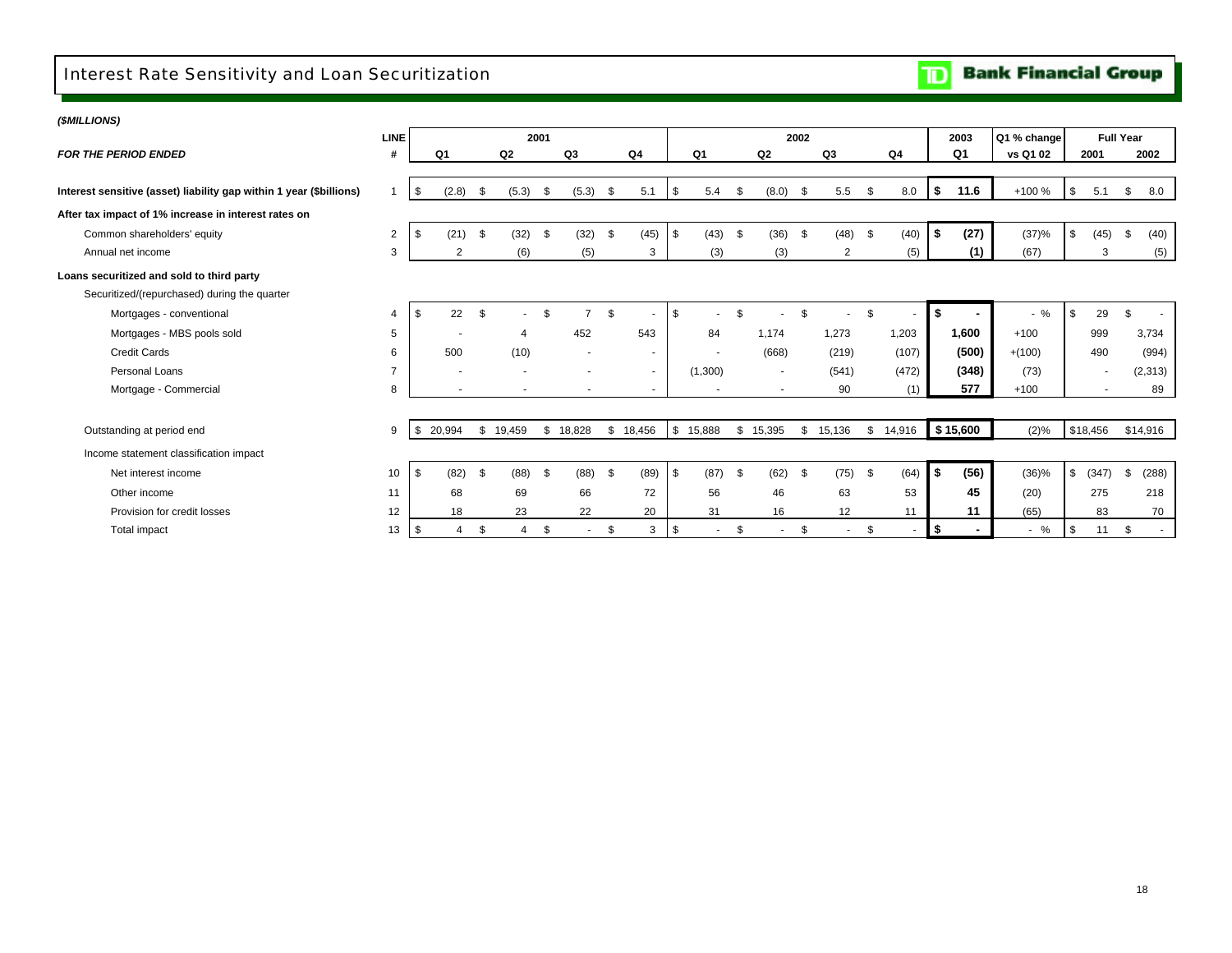# Interest Rate Sensitivity and Loan Securitization

**TD Bank Financial Group**

***($MILLIONS)***

| ***FOR THE PERIOD ENDED*** | LINE # | 2001 Q1 | 2001 Q2 | 2001 Q3 | 2001 Q4 | 2002 Q1 | 2002 Q2 | 2002 Q3 | 2002 Q4 | 2003 Q1 | Q1 % change vs Q1 02 | Full Year 2001 | Full Year 2002 |
|---|---|---|---|---|---|---|---|---|---|---|---|---|---|
| **Interest sensitive (asset) liability gap within 1 year ($billions)** | 1 | $ (2.8) | $ (5.3) | $ (5.3) | $ 5.1 | $ 5.4 | $ (8.0) | $ 5.5 | $ 8.0 | **$ 11.6** | +100 % | $ 5.1 | $ 8.0 |
| **After tax impact of 1% increase in interest rates on** | | | | | | | | | | | | | |
| Common shareholders' equity | 2 | $ (21) | $ (32) | $ (32) | $ (45) | $ (43) | $ (36) | $ (48) | $ (40) | **$ (27)** | (37)% | $ (45) | $ (40) |
| Annual net income | 3 | 2 | (6) | (5) | 3 | (3) | (3) | 2 | (5) | **(1)** | (67) | 3 | (5) |
| **Loans securitized and sold to third party** | | | | | | | | | | | | | |
| Securitized/(repurchased) during the quarter | | | | | | | | | | | | | |
| Mortgages - conventional | 4 | $ 22 | $ - | $ 7 | $ - | $ - | $ - | $ - | $ - | **$ -** | - % | $ 29 | $ - |
| Mortgages - MBS pools sold | 5 | - | 4 | 452 | 543 | 84 | 1,174 | 1,273 | 1,203 | **1,600** | +100 | 999 | 3,734 |
| Credit Cards | 6 | 500 | (10) | - | - | - | (668) | (219) | (107) | **(500)** | +(100) | 490 | (994) |
| Personal Loans | 7 | - | - | - | - | (1,300) | - | (541) | (472) | **(348)** | (73) | - | (2,313) |
| Mortgage - Commercial | 8 | - | - | - | - | - | - | 90 | (1) | **577** | +100 | - | 89 |
| Outstanding at period end | 9 | $ 20,994 | $ 19,459 | $ 18,828 | $ 18,456 | $ 15,888 | $ 15,395 | $ 15,136 | $ 14,916 | **$ 15,600** | (2)% | $18,456 | $14,916 |
| Income statement classification impact | | | | | | | | | | | | | |
| Net interest income | 10 | $ (82) | $ (88) | $ (88) | $ (89) | $ (87) | $ (62) | $ (75) | $ (64) | **$ (56)** | (36)% | $ (347) | $ (288) |
| Other income | 11 | 68 | 69 | 66 | 72 | 56 | 46 | 63 | 53 | **45** | (20) | 275 | 218 |
| Provision for credit losses | 12 | 18 | 23 | 22 | 20 | 31 | 16 | 12 | 11 | **11** | (65) | 83 | 70 |
| Total impact | 13 | $ 4 | $ 4 | $ - | $ 3 | $ - | $ - | $ - | $ - | **$ -** | - % | $ 11 | $ - |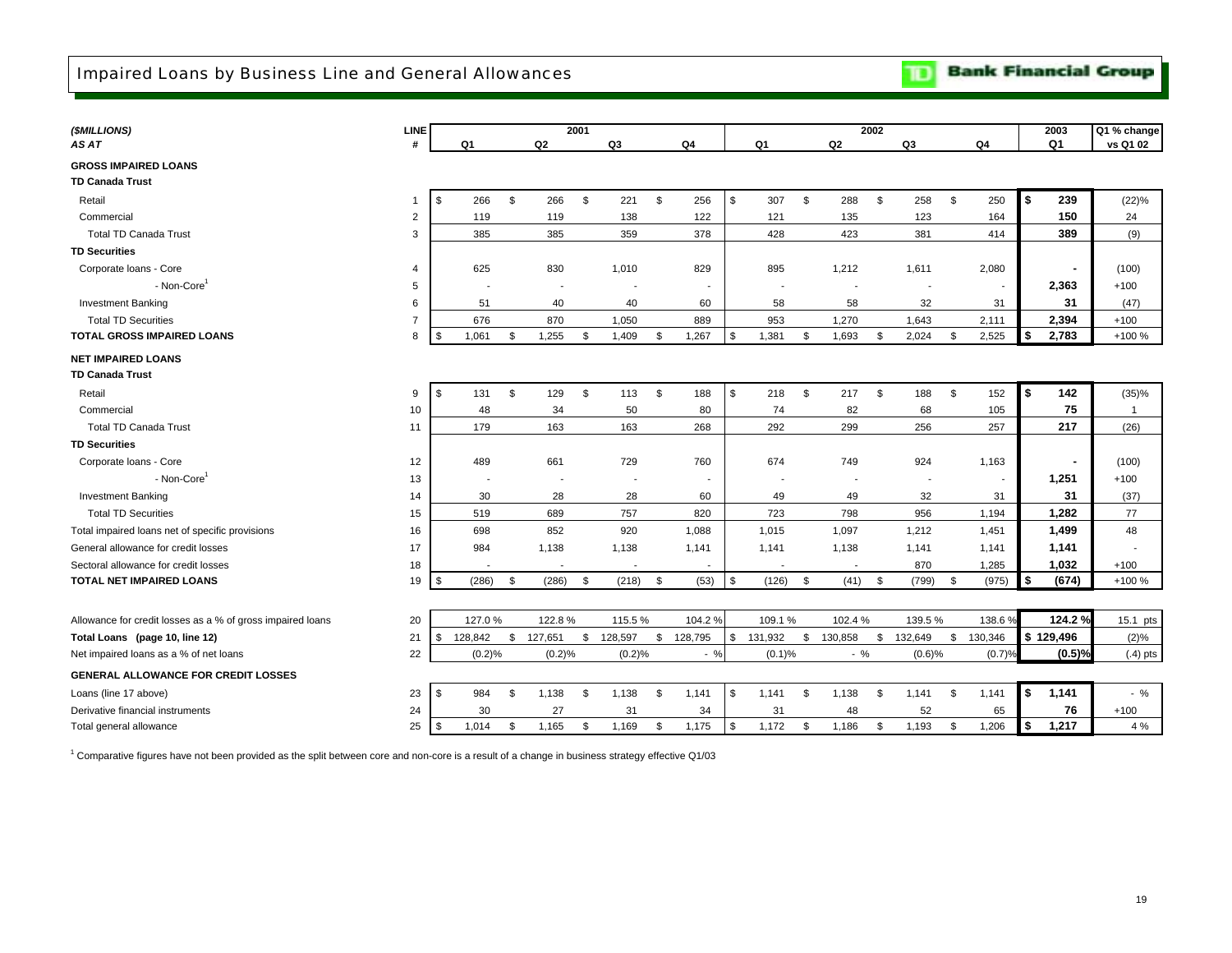## Impaired Loans by Business Line and General Allowances

**Bank Financial Group**

| *($MILLIONS)* | LINE | 2001 | | | | 2002 | | | | 2003 | Q1 % change |
|---|---|---|---|---|---|---|---|---|---|---|---|
| *AS AT* | # | Q1 | Q2 | Q3 | Q4 | Q1 | Q2 | Q3 | Q4 | Q1 | vs Q1 02 |
| **GROSS IMPAIRED LOANS** | | | | | | | | | | | |
| **TD Canada Trust** | | | | | | | | | | | |
| Retail | 1 | $ 266 | $ 266 | $ 221 | $ 256 | $ 307 | $ 288 | $ 258 | $ 250 | **$ 239** | (22)% |
| Commercial | 2 | 119 | 119 | 138 | 122 | 121 | 135 | 123 | 164 | **150** | 24 |
| Total TD Canada Trust | 3 | 385 | 385 | 359 | 378 | 428 | 423 | 381 | 414 | **389** | (9) |
| **TD Securities** | | | | | | | | | | | |
| Corporate loans - Core | 4 | 625 | 830 | 1,010 | 829 | 895 | 1,212 | 1,611 | 2,080 | **-** | (100) |
| - Non-Core[1] | 5 | - | - | - | - | - | - | - | - | **2,363** | +100 |
| Investment Banking | 6 | 51 | 40 | 40 | 60 | 58 | 58 | 32 | 31 | **31** | (47) |
| Total TD Securities | 7 | 676 | 870 | 1,050 | 889 | 953 | 1,270 | 1,643 | 2,111 | **2,394** | +100 |
| **TOTAL GROSS IMPAIRED LOANS** | 8 | $ 1,061 | $ 1,255 | $ 1,409 | $ 1,267 | $ 1,381 | $ 1,693 | $ 2,024 | $ 2,525 | **$ 2,783** | +100 % |
| **NET IMPAIRED LOANS** | | | | | | | | | | | |
| **TD Canada Trust** | | | | | | | | | | | |
| Retail | 9 | $ 131 | $ 129 | $ 113 | $ 188 | $ 218 | $ 217 | $ 188 | $ 152 | **$ 142** | (35)% |
| Commercial | 10 | 48 | 34 | 50 | 80 | 74 | 82 | 68 | 105 | **75** | 1 |
| Total TD Canada Trust | 11 | 179 | 163 | 163 | 268 | 292 | 299 | 256 | 257 | **217** | (26) |
| **TD Securities** | | | | | | | | | | | |
| Corporate loans - Core | 12 | 489 | 661 | 729 | 760 | 674 | 749 | 924 | 1,163 | **-** | (100) |
| - Non-Core[1] | 13 | - | - | - | - | - | - | - | - | **1,251** | +100 |
| Investment Banking | 14 | 30 | 28 | 28 | 60 | 49 | 49 | 32 | 31 | **31** | (37) |
| Total TD Securities | 15 | 519 | 689 | 757 | 820 | 723 | 798 | 956 | 1,194 | **1,282** | 77 |
| Total impaired loans net of specific provisions | 16 | 698 | 852 | 920 | 1,088 | 1,015 | 1,097 | 1,212 | 1,451 | **1,499** | 48 |
| General allowance for credit losses | 17 | 984 | 1,138 | 1,138 | 1,141 | 1,141 | 1,138 | 1,141 | 1,141 | **1,141** | - |
| Sectoral allowance for credit losses | 18 | - | - | - | - | - | - | 870 | 1,285 | **1,032** | +100 |
| **TOTAL NET IMPAIRED LOANS** | 19 | $ (286) | $ (286) | $ (218) | $ (53) | $ (126) | $ (41) | $ (799) | $ (975) | **$ (674)** | +100 % |
| Allowance for credit losses as a % of gross impaired loans | 20 | 127.0 % | 122.8 % | 115.5 % | 104.2 % | 109.1 % | 102.4 % | 139.5 % | 138.6 % | **124.2 %** | 15.1 pts |
| **Total Loans (page 10, line 12)** | 21 | $ 128,842 | $ 127,651 | $ 128,597 | $ 128,795 | $ 131,932 | $ 130,858 | $ 132,649 | $ 130,346 | **$ 129,496** | (2)% |
| Net impaired loans as a % of net loans | 22 | (0.2)% | (0.2)% | (0.2)% | - % | (0.1)% | - % | (0.6)% | (0.7)% | **(0.5)%** | (.4) pts |
| **GENERAL ALLOWANCE FOR CREDIT LOSSES** | | | | | | | | | | | |
| Loans (line 17 above) | 23 | $ 984 | $ 1,138 | $ 1,138 | $ 1,141 | $ 1,141 | $ 1,138 | $ 1,141 | $ 1,141 | **$ 1,141** | - % |
| Derivative financial instruments | 24 | 30 | 27 | 31 | 34 | 31 | 48 | 52 | 65 | **76** | +100 |
| Total general allowance | 25 | $ 1,014 | $ 1,165 | $ 1,169 | $ 1,175 | $ 1,172 | $ 1,186 | $ 1,193 | $ 1,206 | **$ 1,217** | 4 % |

[1] Comparative figures have not been provided as the split between core and non-core is a result of a change in business strategy effective Q1/03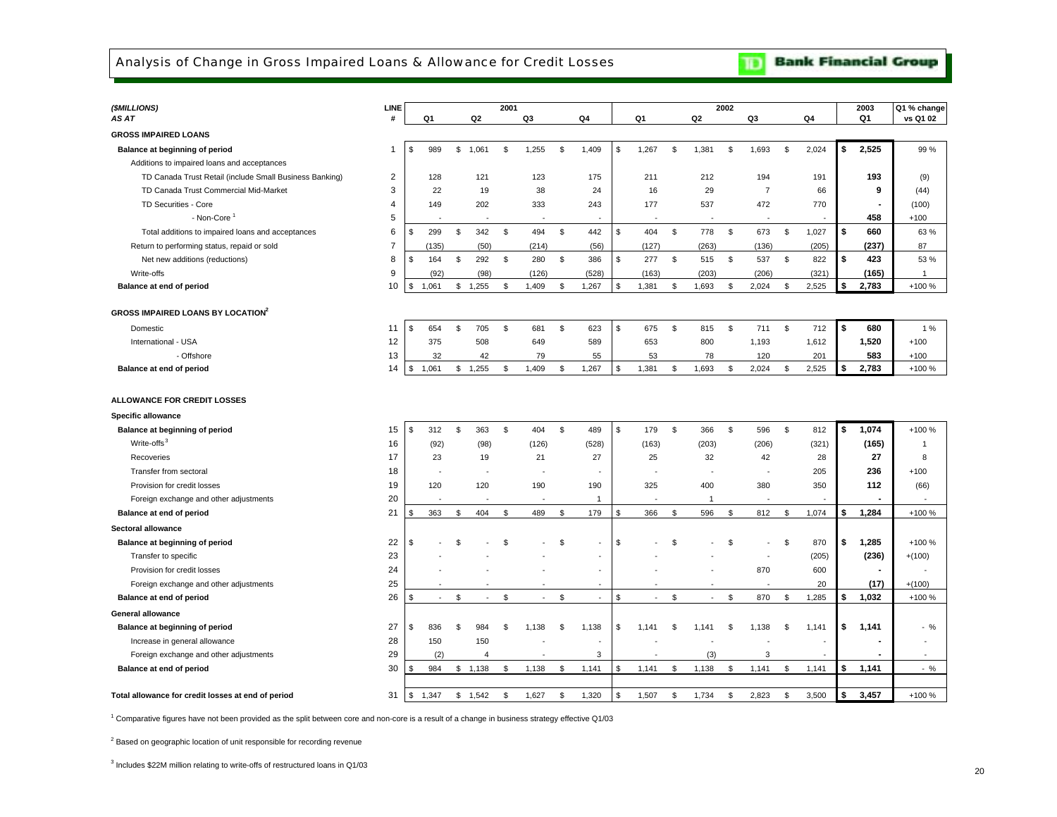## Analysis of Change in Gross Impaired Loans & Allowance for Credit Losses

**Bank Financial Group**

| *($MILLIONS)* *AS AT* | LINE # | 2001 Q1 | 2001 Q2 | 2001 Q3 | 2001 Q4 | 2002 Q1 | 2002 Q2 | 2002 Q3 | 2002 Q4 | 2003 Q1 | Q1 % change vs Q1 02 |
|---|---|---|---|---|---|---|---|---|---|---|---|
| **GROSS IMPAIRED LOANS** | | | | | | | | | | | |
| **Balance at beginning of period** | 1 | $ 989 | $ 1,061 | $ 1,255 | $ 1,409 | $ 1,267 | $ 1,381 | $ 1,693 | $ 2,024 | **$ 2,525** | 99 % |
| Additions to impaired loans and acceptances | | | | | | | | | | | |
| TD Canada Trust Retail (include Small Business Banking) | 2 | 128 | 121 | 123 | 175 | 211 | 212 | 194 | 191 | **193** | (9) |
| TD Canada Trust Commercial Mid-Market | 3 | 22 | 19 | 38 | 24 | 16 | 29 | 7 | 66 | **9** | (44) |
| TD Securities - Core | 4 | 149 | 202 | 333 | 243 | 177 | 537 | 472 | 770 | **-** | (100) |
| - Non-Core [1] | 5 | - | - | - | - | - | - | - | - | **458** | +100 |
| Total additions to impaired loans and acceptances | 6 | $ 299 | $ 342 | $ 494 | $ 442 | $ 404 | $ 778 | $ 673 | $ 1,027 | **$ 660** | 63 % |
| Return to performing status, repaid or sold | 7 | (135) | (50) | (214) | (56) | (127) | (263) | (136) | (205) | **(237)** | 87 |
| Net new additions (reductions) | 8 | $ 164 | $ 292 | $ 280 | $ 386 | $ 277 | $ 515 | $ 537 | $ 822 | **$ 423** | 53 % |
| Write-offs | 9 | (92) | (98) | (126) | (528) | (163) | (203) | (206) | (321) | **(165)** | 1 |
| **Balance at end of period** | 10 | $ 1,061 | $ 1,255 | $ 1,409 | $ 1,267 | $ 1,381 | $ 1,693 | $ 2,024 | $ 2,525 | **$ 2,783** | +100 % |
| **GROSS IMPAIRED LOANS BY LOCATION[2]** | | | | | | | | | | | |
| Domestic | 11 | $ 654 | $ 705 | $ 681 | $ 623 | $ 675 | $ 815 | $ 711 | $ 712 | **$ 680** | 1 % |
| International - USA | 12 | 375 | 508 | 649 | 589 | 653 | 800 | 1,193 | 1,612 | **1,520** | +100 |
| - Offshore | 13 | 32 | 42 | 79 | 55 | 53 | 78 | 120 | 201 | **583** | +100 |
| **Balance at end of period** | 14 | $ 1,061 | $ 1,255 | $ 1,409 | $ 1,267 | $ 1,381 | $ 1,693 | $ 2,024 | $ 2,525 | **$ 2,783** | +100 % |
| **ALLOWANCE FOR CREDIT LOSSES** | | | | | | | | | | | |
| **Specific allowance** | | | | | | | | | | | |
| **Balance at beginning of period** | 15 | $ 312 | $ 363 | $ 404 | $ 489 | $ 179 | $ 366 | $ 596 | $ 812 | **$ 1,074** | +100 % |
| Write-offs[3] | 16 | (92) | (98) | (126) | (528) | (163) | (203) | (206) | (321) | **(165)** | 1 |
| Recoveries | 17 | 23 | 19 | 21 | 27 | 25 | 32 | 42 | 28 | **27** | 8 |
| Transfer from sectoral | 18 | - | - | - | - | - | - | - | 205 | **236** | +100 |
| Provision for credit losses | 19 | 120 | 120 | 190 | 190 | 325 | 400 | 380 | 350 | **112** | (66) |
| Foreign exchange and other adjustments | 20 | - | - | - | 1 | - | 1 | - | - | **-** | - |
| **Balance at end of period** | 21 | $ 363 | $ 404 | $ 489 | $ 179 | $ 366 | $ 596 | $ 812 | $ 1,074 | **$ 1,284** | +100 % |
| **Sectoral allowance** | | | | | | | | | | | |
| **Balance at beginning of period** | 22 | $ - | $ - | $ - | $ - | $ - | $ - | $ - | $ 870 | **$ 1,285** | +100 % |
| Transfer to specific | 23 | - | - | - | - | - | - | - | (205) | **(236)** | +(100) |
| Provision for credit losses | 24 | - | - | - | - | - | - | 870 | 600 | **-** | - |
| Foreign exchange and other adjustments | 25 | - | - | - | - | - | - | - | 20 | **(17)** | +(100) |
| **Balance at end of period** | 26 | $ - | $ - | $ - | $ - | $ - | $ - | $ 870 | $ 1,285 | **$ 1,032** | +100 % |
| **General allowance** | | | | | | | | | | | |
| **Balance at beginning of period** | 27 | $ 836 | $ 984 | $ 1,138 | $ 1,138 | $ 1,141 | $ 1,141 | $ 1,138 | $ 1,141 | **$ 1,141** | - % |
| Increase in general allowance | 28 | 150 | 150 | - | - | - | - | - | - | **-** | - |
| Foreign exchange and other adjustments | 29 | (2) | 4 | - | 3 | - | (3) | 3 | - | **-** | - |
| **Balance at end of period** | 30 | $ 984 | $ 1,138 | $ 1,138 | $ 1,141 | $ 1,141 | $ 1,138 | $ 1,141 | $ 1,141 | **$ 1,141** | - % |
| **Total allowance for credit losses at end of period** | 31 | $ 1,347 | $ 1,542 | $ 1,627 | $ 1,320 | $ 1,507 | $ 1,734 | $ 2,823 | $ 3,500 | **$ 3,457** | +100 % |

[1] Comparative figures have not been provided as the split between core and non-core is a result of a change in business strategy effective Q1/03

[2] Based on geographic location of unit responsible for recording revenue

[3] Includes $22M million relating to write-offs of restructured loans in Q1/03